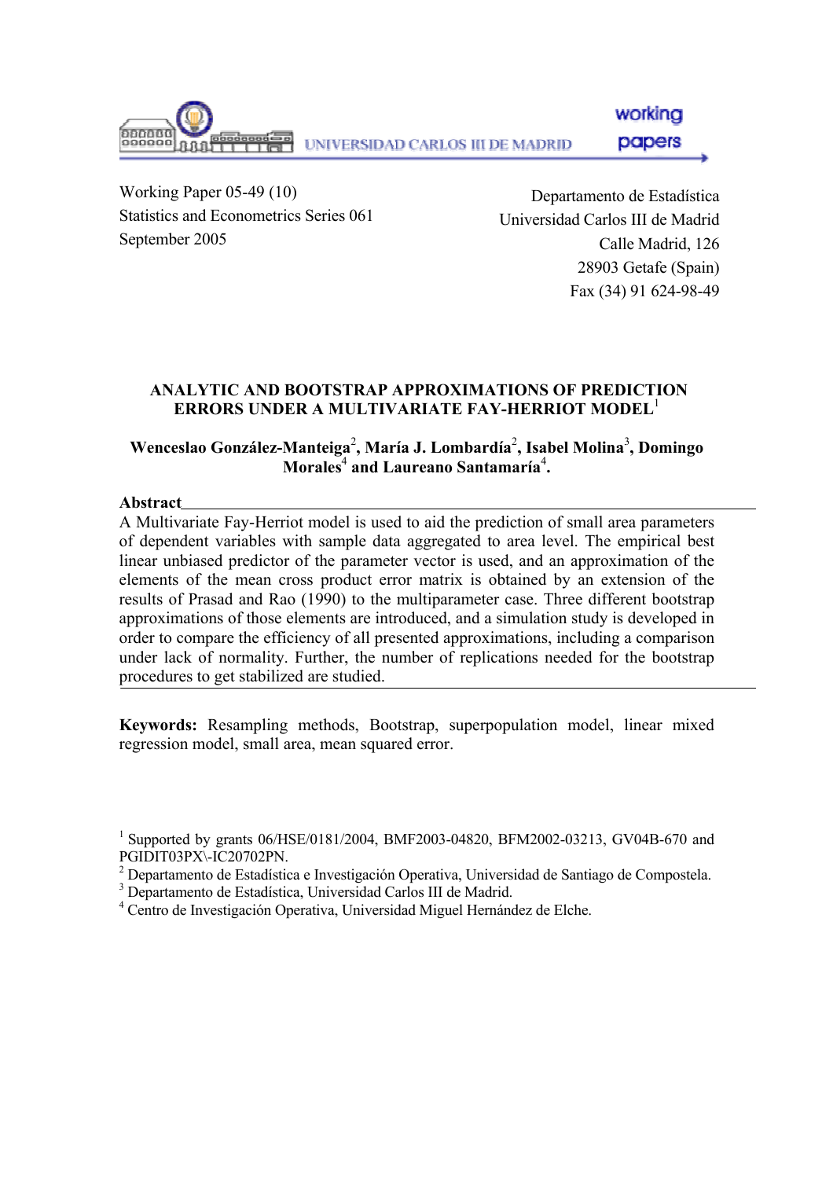Working Paper 05-49 (10)
Statistics and Econometrics Series 061
September 2005

Departamento de Estadística
Universidad Carlos III de Madrid
Calle Madrid, 126
28903 Getafe (Spain)
Fax (34) 91 624-98-49

# ANALYTIC AND BOOTSTRAP APPROXIMATIONS OF PREDICTION ERRORS UNDER A MULTIVARIATE FAY-HERRIOT MODEL[1]

**Wenceslao González-Manteiga[2], María J. Lombardía[2], Isabel Molina[3], Domingo Morales[4] and Laureano Santamaría[4].**

**Abstract**

A Multivariate Fay-Herriot model is used to aid the prediction of small area parameters of dependent variables with sample data aggregated to area level. The empirical best linear unbiased predictor of the parameter vector is used, and an approximation of the elements of the mean cross product error matrix is obtained by an extension of the results of Prasad and Rao (1990) to the multiparameter case. Three different bootstrap approximations of those elements are introduced, and a simulation study is developed in order to compare the efficiency of all presented approximations, including a comparison under lack of normality. Further, the number of replications needed for the bootstrap procedures to get stabilized are studied.

**Keywords:** Resampling methods, Bootstrap, superpopulation model, linear mixed regression model, small area, mean squared error.

[1] Supported by grants 06/HSE/0181/2004, BMF2003-04820, BFM2002-03213, GV04B-670 and PGIDIT03PX\-IC20702PN.

[2] Departamento de Estadística e Investigación Operativa, Universidad de Santiago de Compostela.

[3] Departamento de Estadística, Universidad Carlos III de Madrid.

[4] Centro de Investigación Operativa, Universidad Miguel Hernández de Elche.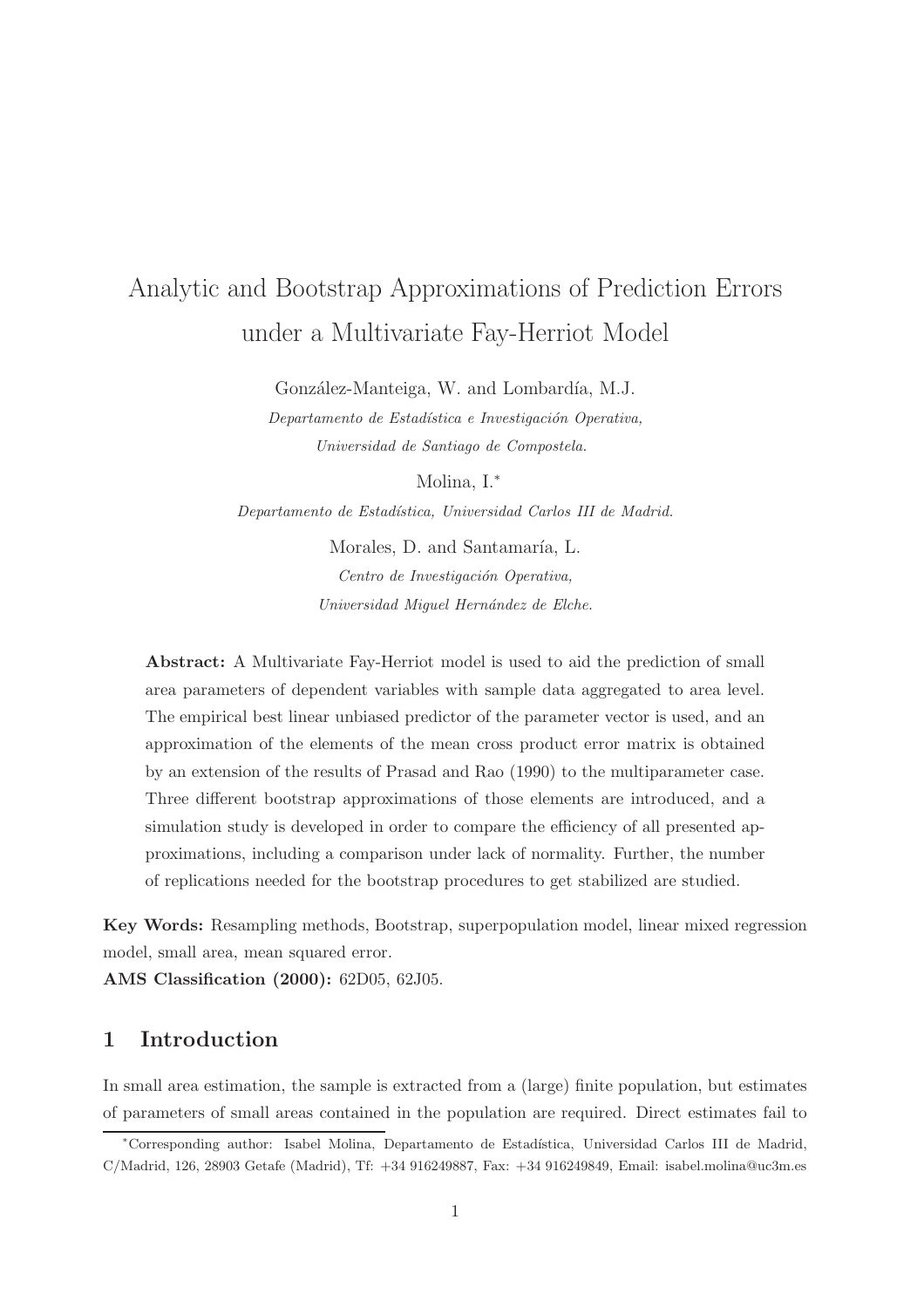# Analytic and Bootstrap Approximations of Prediction Errors under a Multivariate Fay-Herriot Model

González-Manteiga, W. and Lombardía, M.J.

*Departamento de Estadística e Investigación Operativa, Universidad de Santiago de Compostela.*

Molina, I.*

*Departamento de Estadística, Universidad Carlos III de Madrid.*

Morales, D. and Santamaría, L.

*Centro de Investigación Operativa, Universidad Miguel Hernández de Elche.*

**Abstract:** A Multivariate Fay-Herriot model is used to aid the prediction of small area parameters of dependent variables with sample data aggregated to area level. The empirical best linear unbiased predictor of the parameter vector is used, and an approximation of the elements of the mean cross product error matrix is obtained by an extension of the results of Prasad and Rao (1990) to the multiparameter case. Three different bootstrap approximations of those elements are introduced, and a simulation study is developed in order to compare the efficiency of all presented approximations, including a comparison under lack of normality. Further, the number of replications needed for the bootstrap procedures to get stabilized are studied.

**Key Words:** Resampling methods, Bootstrap, superpopulation model, linear mixed regression model, small area, mean squared error.

**AMS Classification (2000):** 62D05, 62J05.

## 1 Introduction

In small area estimation, the sample is extracted from a (large) finite population, but estimates of parameters of small areas contained in the population are required. Direct estimates fail to

*Corresponding author: Isabel Molina, Departamento de Estadística, Universidad Carlos III de Madrid, C/Madrid, 126, 28903 Getafe (Madrid), Tf: +34 916249887, Fax: +34 916249849, Email: isabel.molina@uc3m.es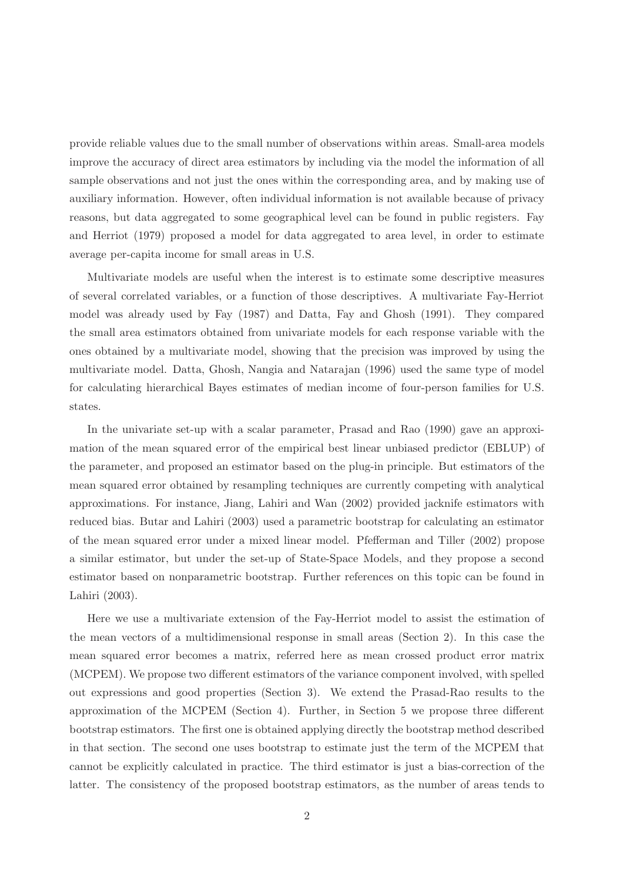provide reliable values due to the small number of observations within areas. Small-area models improve the accuracy of direct area estimators by including via the model the information of all sample observations and not just the ones within the corresponding area, and by making use of auxiliary information. However, often individual information is not available because of privacy reasons, but data aggregated to some geographical level can be found in public registers. Fay and Herriot (1979) proposed a model for data aggregated to area level, in order to estimate average per-capita income for small areas in U.S.

Multivariate models are useful when the interest is to estimate some descriptive measures of several correlated variables, or a function of those descriptives. A multivariate Fay-Herriot model was already used by Fay (1987) and Datta, Fay and Ghosh (1991). They compared the small area estimators obtained from univariate models for each response variable with the ones obtained by a multivariate model, showing that the precision was improved by using the multivariate model. Datta, Ghosh, Nangia and Natarajan (1996) used the same type of model for calculating hierarchical Bayes estimates of median income of four-person families for U.S. states.

In the univariate set-up with a scalar parameter, Prasad and Rao (1990) gave an approximation of the mean squared error of the empirical best linear unbiased predictor (EBLUP) of the parameter, and proposed an estimator based on the plug-in principle. But estimators of the mean squared error obtained by resampling techniques are currently competing with analytical approximations. For instance, Jiang, Lahiri and Wan (2002) provided jacknife estimators with reduced bias. Butar and Lahiri (2003) used a parametric bootstrap for calculating an estimator of the mean squared error under a mixed linear model. Pfefferman and Tiller (2002) propose a similar estimator, but under the set-up of State-Space Models, and they propose a second estimator based on nonparametric bootstrap. Further references on this topic can be found in Lahiri (2003).

Here we use a multivariate extension of the Fay-Herriot model to assist the estimation of the mean vectors of a multidimensional response in small areas (Section 2). In this case the mean squared error becomes a matrix, referred here as mean crossed product error matrix (MCPEM). We propose two different estimators of the variance component involved, with spelled out expressions and good properties (Section 3). We extend the Prasad-Rao results to the approximation of the MCPEM (Section 4). Further, in Section 5 we propose three different bootstrap estimators. The first one is obtained applying directly the bootstrap method described in that section. The second one uses bootstrap to estimate just the term of the MCPEM that cannot be explicitly calculated in practice. The third estimator is just a bias-correction of the latter. The consistency of the proposed bootstrap estimators, as the number of areas tends to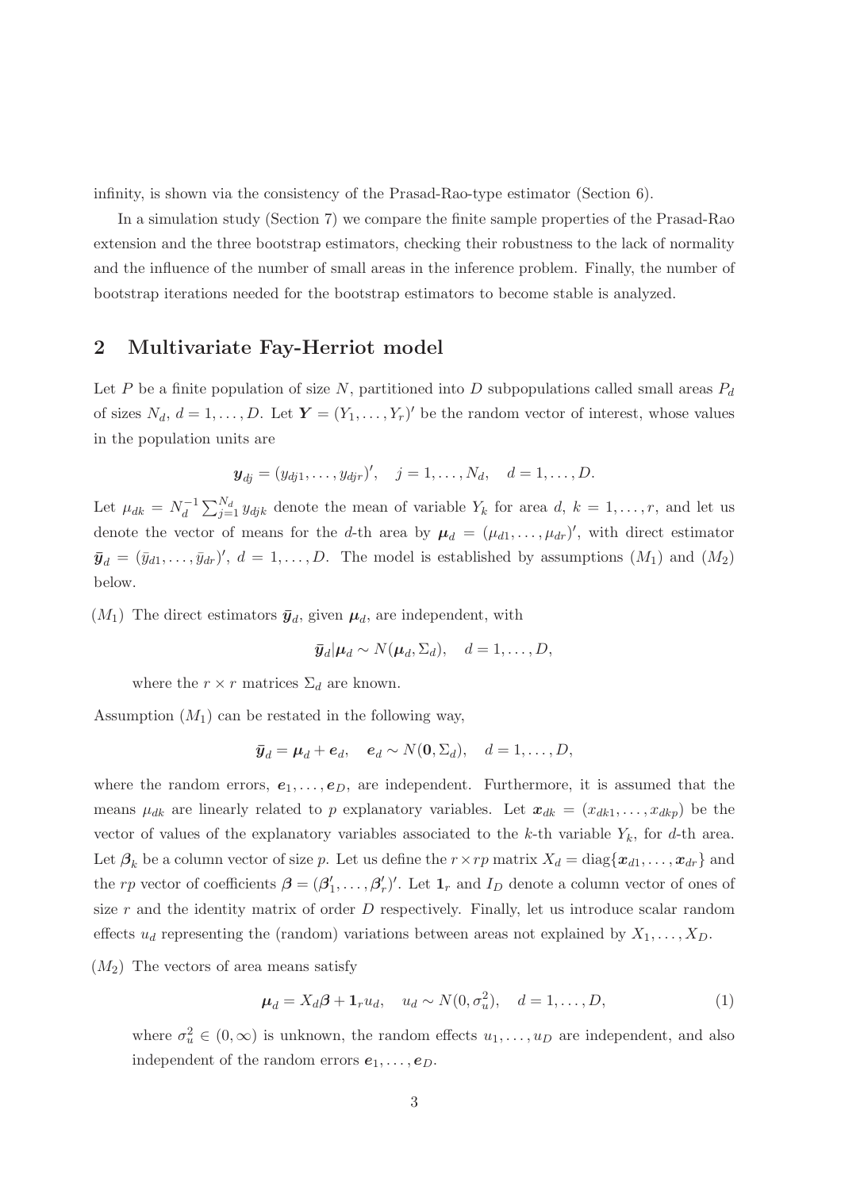infinity, is shown via the consistency of the Prasad-Rao-type estimator (Section 6).

In a simulation study (Section 7) we compare the finite sample properties of the Prasad-Rao extension and the three bootstrap estimators, checking their robustness to the lack of normality and the influence of the number of small areas in the inference problem. Finally, the number of bootstrap iterations needed for the bootstrap estimators to become stable is analyzed.

## 2 Multivariate Fay-Herriot model

Let $P$ be a finite population of size $N$, partitioned into $D$ subpopulations called small areas $P_d$ of sizes $N_d$, $d = 1, \dots, D$. Let $\boldsymbol{Y} = (Y_1, \dots, Y_r)'$ be the random vector of interest, whose values in the population units are

$$\boldsymbol{y}_{dj} = (y_{dj1}, \dots, y_{djr})', \quad j = 1, \dots, N_d, \quad d = 1, \dots, D.$$

Let $\mu_{dk} = N_d^{-1} \sum_{j=1}^{N_d} y_{djk}$ denote the mean of variable $Y_k$ for area $d$, $k = 1, \dots, r$, and let us denote the vector of means for the $d$-th area by $\boldsymbol{\mu}_d = (\mu_{d1}, \dots, \mu_{dr})'$, with direct estimator $\bar{\boldsymbol{y}}_d = (\bar{y}_{d1}, \dots, \bar{y}_{dr})'$, $d = 1, \dots, D$. The model is established by assumptions $(M_1)$ and $(M_2)$ below.

$(M_1)$ The direct estimators $\bar{\boldsymbol{y}}_d$, given $\boldsymbol{\mu}_d$, are independent, with

$$\bar{\boldsymbol{y}}_d | \boldsymbol{\mu}_d \sim N(\boldsymbol{\mu}_d, \Sigma_d), \quad d = 1, \dots, D,$$

where the $r \times r$ matrices $\Sigma_d$ are known.

Assumption $(M_1)$ can be restated in the following way,

$$\bar{\boldsymbol{y}}_d = \boldsymbol{\mu}_d + \boldsymbol{e}_d, \quad \boldsymbol{e}_d \sim N(\boldsymbol{0}, \Sigma_d), \quad d = 1, \dots, D,$$

where the random errors, $\boldsymbol{e}_1, \dots, \boldsymbol{e}_D$, are independent. Furthermore, it is assumed that the means $\mu_{dk}$ are linearly related to $p$ explanatory variables. Let $\boldsymbol{x}_{dk} = (x_{dk1}, \dots, x_{dkp})$ be the vector of values of the explanatory variables associated to the $k$-th variable $Y_k$, for $d$-th area. Let $\boldsymbol{\beta}_k$ be a column vector of size $p$. Let us define the $r \times rp$ matrix $X_d = \text{diag}\{\boldsymbol{x}_{d1}, \dots, \boldsymbol{x}_{dr}\}$ and the $rp$ vector of coefficients $\boldsymbol{\beta} = (\boldsymbol{\beta}_1', \dots, \boldsymbol{\beta}_r')'$. Let $\boldsymbol{1}_r$ and $I_D$ denote a column vector of ones of size $r$ and the identity matrix of order $D$ respectively. Finally, let us introduce scalar random effects $u_d$ representing the (random) variations between areas not explained by $X_1, \dots, X_D$.

$(M_2)$ The vectors of area means satisfy

$$\boldsymbol{\mu}_d = X_d \boldsymbol{\beta} + \boldsymbol{1}_r u_d, \quad u_d \sim N(0, \sigma_u^2), \quad d = 1, \dots, D, \tag{1}$$

where $\sigma_u^2 \in (0, \infty)$ is unknown, the random effects $u_1, \dots, u_D$ are independent, and also independent of the random errors $\boldsymbol{e}_1, \dots, \boldsymbol{e}_D$.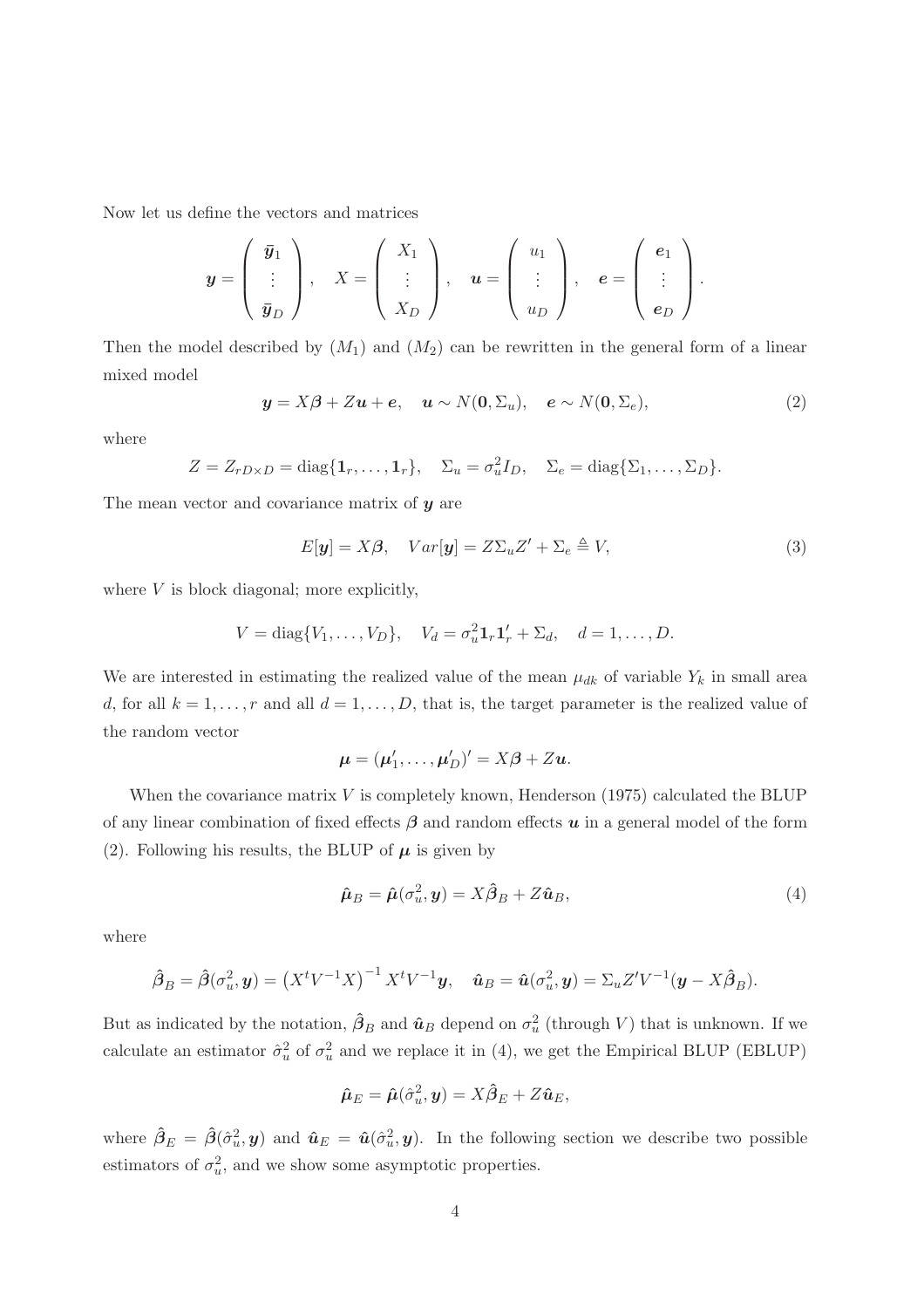Now let us define the vectors and matrices

$$
\boldsymbol{y} = \begin{pmatrix} \bar{\boldsymbol{y}}_1 \\ \vdots \\ \bar{\boldsymbol{y}}_D \end{pmatrix}, \quad X = \begin{pmatrix} X_1 \\ \vdots \\ X_D \end{pmatrix}, \quad \boldsymbol{u} = \begin{pmatrix} u_1 \\ \vdots \\ u_D \end{pmatrix}, \quad \boldsymbol{e} = \begin{pmatrix} \boldsymbol{e}_1 \\ \vdots \\ \boldsymbol{e}_D \end{pmatrix}.
$$

Then the model described by $(M_1)$ and $(M_2)$ can be rewritten in the general form of a linear mixed model

$$
\boldsymbol{y} = X\boldsymbol{\beta} + Z\boldsymbol{u} + \boldsymbol{e}, \quad \boldsymbol{u} \sim N(\boldsymbol{0}, \Sigma_u), \quad \boldsymbol{e} \sim N(\boldsymbol{0}, \Sigma_e), \tag{2}
$$

where

$$
Z = Z_{rD \times D} = \text{diag}\{\boldsymbol{1}_r, \ldots, \boldsymbol{1}_r\}, \quad \Sigma_u = \sigma_u^2 I_D, \quad \Sigma_e = \text{diag}\{\Sigma_1, \ldots, \Sigma_D\}.
$$

The mean vector and covariance matrix of $\boldsymbol{y}$ are

$$
E[\boldsymbol{y}] = X\boldsymbol{\beta}, \quad Var[\boldsymbol{y}] = Z\Sigma_u Z' + \Sigma_e \triangleq V, \tag{3}
$$

where $V$ is block diagonal; more explicitly,

$$
V = \text{diag}\{V_1, \ldots, V_D\}, \quad V_d = \sigma_u^2 \boldsymbol{1}_r \boldsymbol{1}_r' + \Sigma_d, \quad d = 1, \ldots, D.
$$

We are interested in estimating the realized value of the mean $\mu_{dk}$ of variable $Y_k$ in small area $d$, for all $k = 1, \ldots, r$ and all $d = 1, \ldots, D$, that is, the target parameter is the realized value of the random vector

$$
\boldsymbol{\mu} = (\boldsymbol{\mu}_1', \ldots, \boldsymbol{\mu}_D')' = X\boldsymbol{\beta} + Z\boldsymbol{u}.
$$

When the covariance matrix $V$ is completely known, Henderson (1975) calculated the BLUP of any linear combination of fixed effects $\boldsymbol{\beta}$ and random effects $\boldsymbol{u}$ in a general model of the form (2). Following his results, the BLUP of $\boldsymbol{\mu}$ is given by

$$
\hat{\boldsymbol{\mu}}_B = \hat{\boldsymbol{\mu}}(\sigma_u^2, \boldsymbol{y}) = X\hat{\boldsymbol{\beta}}_B + Z\hat{\boldsymbol{u}}_B, \tag{4}
$$

where

$$
\hat{\boldsymbol{\beta}}_B = \hat{\boldsymbol{\beta}}(\sigma_u^2, \boldsymbol{y}) = \left(X^t V^{-1} X\right)^{-1} X^t V^{-1} \boldsymbol{y}, \quad \hat{\boldsymbol{u}}_B = \hat{\boldsymbol{u}}(\sigma_u^2, \boldsymbol{y}) = \Sigma_u Z' V^{-1}(\boldsymbol{y} - X\hat{\boldsymbol{\beta}}_B).
$$

But as indicated by the notation, $\hat{\boldsymbol{\beta}}_B$ and $\hat{\boldsymbol{u}}_B$ depend on $\sigma_u^2$ (through $V$) that is unknown. If we calculate an estimator $\hat{\sigma}_u^2$ of $\sigma_u^2$ and we replace it in (4), we get the Empirical BLUP (EBLUP)

$$
\hat{\boldsymbol{\mu}}_E = \hat{\boldsymbol{\mu}}(\hat{\sigma}_u^2, \boldsymbol{y}) = X\hat{\boldsymbol{\beta}}_E + Z\hat{\boldsymbol{u}}_E,
$$

where $\hat{\boldsymbol{\beta}}_E = \hat{\boldsymbol{\beta}}(\hat{\sigma}_u^2, \boldsymbol{y})$ and $\hat{\boldsymbol{u}}_E = \hat{\boldsymbol{u}}(\hat{\sigma}_u^2, \boldsymbol{y})$. In the following section we describe two possible estimators of $\sigma_u^2$, and we show some asymptotic properties.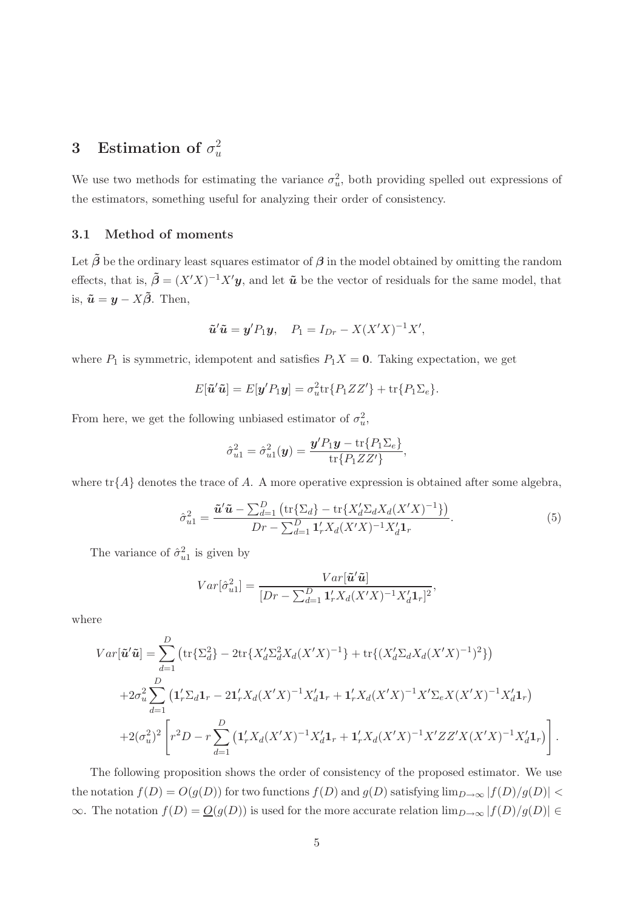# 3 Estimation of $\sigma_u^2$

We use two methods for estimating the variance $\sigma_u^2$, both providing spelled out expressions of the estimators, something useful for analyzing their order of consistency.

## 3.1 Method of moments

Let $\tilde{\boldsymbol{\beta}}$ be the ordinary least squares estimator of $\boldsymbol{\beta}$ in the model obtained by omitting the random effects, that is, $\tilde{\boldsymbol{\beta}} = (X'X)^{-1}X'\boldsymbol{y}$, and let $\tilde{\boldsymbol{u}}$ be the vector of residuals for the same model, that is, $\tilde{\boldsymbol{u}} = \boldsymbol{y} - X\tilde{\boldsymbol{\beta}}$. Then,

$$\tilde{\boldsymbol{u}}'\tilde{\boldsymbol{u}} = \boldsymbol{y}'P_1\boldsymbol{y}, \quad P_1 = I_{Dr} - X(X'X)^{-1}X',$$

where $P_1$ is symmetric, idempotent and satisfies $P_1X = \boldsymbol{0}$. Taking expectation, we get

$$E[\tilde{\boldsymbol{u}}'\tilde{\boldsymbol{u}}] = E[\boldsymbol{y}'P_1\boldsymbol{y}] = \sigma_u^2 \text{tr}\{P_1ZZ'\} + \text{tr}\{P_1\Sigma_e\}.$$

From here, we get the following unbiased estimator of $\sigma_u^2$,

$$\hat{\sigma}_{u1}^2 = \hat{\sigma}_{u1}^2(\boldsymbol{y}) = \frac{\boldsymbol{y}'P_1\boldsymbol{y} - \text{tr}\{P_1\Sigma_e\}}{\text{tr}\{P_1ZZ'\}},$$

where $\text{tr}\{A\}$ denotes the trace of $A$. A more operative expression is obtained after some algebra,

$$\hat{\sigma}_{u1}^2 = \frac{\tilde{\boldsymbol{u}}'\tilde{\boldsymbol{u}} - \sum_{d=1}^D \left(\text{tr}\{\Sigma_d\} - \text{tr}\{X_d'\Sigma_dX_d(X'X)^{-1}\}\right)}{Dr - \sum_{d=1}^D \boldsymbol{1}_r'X_d(X'X)^{-1}X_d'\boldsymbol{1}_r}. \tag{5}$$

The variance of $\hat{\sigma}_{u1}^2$ is given by

$$Var[\hat{\sigma}_{u1}^2] = \frac{Var[\tilde{\boldsymbol{u}}'\tilde{\boldsymbol{u}}]}{[Dr - \sum_{d=1}^D \boldsymbol{1}_r'X_d(X'X)^{-1}X_d'\boldsymbol{1}_r]^2},$$

where

$$\begin{aligned}
Var[\tilde{\boldsymbol{u}}'\tilde{\boldsymbol{u}}] &= \sum_{d=1}^D \left(\text{tr}\{\Sigma_d^2\} - 2\text{tr}\{X_d'\Sigma_d^2X_d(X'X)^{-1}\} + \text{tr}\{(X_d'\Sigma_dX_d(X'X)^{-1})^2\}\right) \\
&+ 2\sigma_u^2 \sum_{d=1}^D \left(\boldsymbol{1}_r'\Sigma_d\boldsymbol{1}_r - 2\boldsymbol{1}_r'X_d(X'X)^{-1}X_d'\boldsymbol{1}_r + \boldsymbol{1}_r'X_d(X'X)^{-1}X'\Sigma_eX(X'X)^{-1}X_d'\boldsymbol{1}_r\right) \\
&+ 2(\sigma_u^2)^2 \left[r^2D - r\sum_{d=1}^D \left(\boldsymbol{1}_r'X_d(X'X)^{-1}X_d'\boldsymbol{1}_r + \boldsymbol{1}_r'X_d(X'X)^{-1}X'ZZ'X(X'X)^{-1}X_d'\boldsymbol{1}_r\right)\right].
\end{aligned}$$

The following proposition shows the order of consistency of the proposed estimator. We use the notation $f(D) = O(g(D))$ for two functions $f(D)$ and $g(D)$ satisfying $\lim_{D\to\infty} |f(D)/g(D)| < \infty$. The notation $f(D) = \underline{O}(g(D))$ is used for the more accurate relation $\lim_{D\to\infty} |f(D)/g(D)| \in$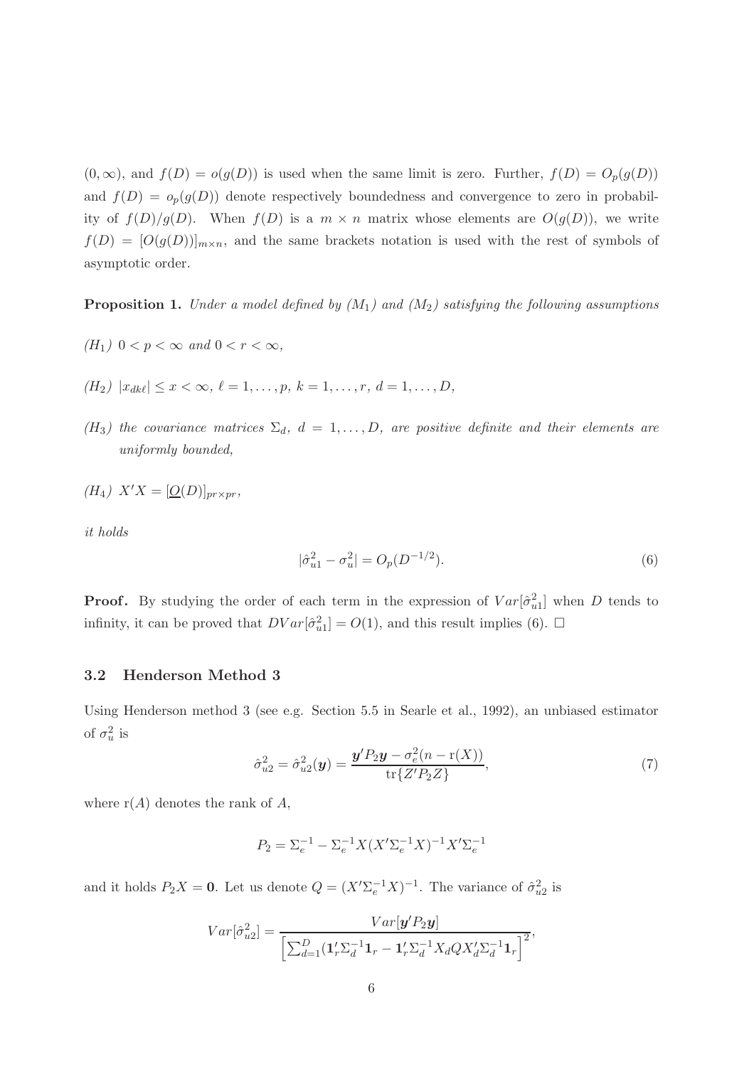$(0, \infty)$, and $f(D) = o(g(D))$ is used when the same limit is zero. Further, $f(D) = O_p(g(D))$ and $f(D) = o_p(g(D))$ denote respectively boundedness and convergence to zero in probability of $f(D)/g(D)$. When $f(D)$ is a $m \times n$ matrix whose elements are $O(g(D))$, we write $f(D) = [O(g(D))]_{m\times n}$, and the same brackets notation is used with the rest of symbols of asymptotic order.

**Proposition 1.** *Under a model defined by ($M_1$) and ($M_2$) satisfying the following assumptions*

*($H_1$) $0 < p < \infty$ and $0 < r < \infty$,*

*($H_2$) $|x_{dk\ell}| \leq x < \infty$, $\ell = 1, \dots, p$, $k = 1, \dots, r$, $d = 1, \dots, D$,*

*($H_3$) the covariance matrices $\Sigma_d$, $d = 1, \dots, D$, are positive definite and their elements are uniformly bounded,*

*($H_4$) $X'X = [\underline{O}(D)]_{pr\times pr}$,*

*it holds*

$$|\hat{\sigma}^2_{u1} - \sigma^2_u| = O_p(D^{-1/2}). \tag{6}$$

**Proof.** By studying the order of each term in the expression of $Var[\hat{\sigma}^2_{u1}]$ when $D$ tends to infinity, it can be proved that $DVar[\hat{\sigma}^2_{u1}] = O(1)$, and this result implies (6). $\square$

### 3.2 Henderson Method 3

Using Henderson method 3 (see e.g. Section 5.5 in Searle et al., 1992), an unbiased estimator of $\sigma^2_u$ is

$$\hat{\sigma}^2_{u2} = \hat{\sigma}^2_{u2}(\boldsymbol{y}) = \frac{\boldsymbol{y}'P_2\boldsymbol{y} - \sigma^2_e(n - \mathrm{r}(X))}{\mathrm{tr}\{Z'P_2Z\}}, \tag{7}$$

where $\mathrm{r}(A)$ denotes the rank of $A$,

$$P_2 = \Sigma_e^{-1} - \Sigma_e^{-1}X(X'\Sigma_e^{-1}X)^{-1}X'\Sigma_e^{-1}$$

and it holds $P_2X = \boldsymbol{0}$. Let us denote $Q = (X'\Sigma_e^{-1}X)^{-1}$. The variance of $\hat{\sigma}^2_{u2}$ is

$$Var[\hat{\sigma}^2_{u2}] = \frac{Var[\boldsymbol{y}'P_2\boldsymbol{y}]}{\left[\sum_{d=1}^D(\mathbf{1}_r'\Sigma_d^{-1}\mathbf{1}_r - \mathbf{1}_r'\Sigma_d^{-1}X_dQX_d'\Sigma_d^{-1}\mathbf{1}_r\right]^2},$$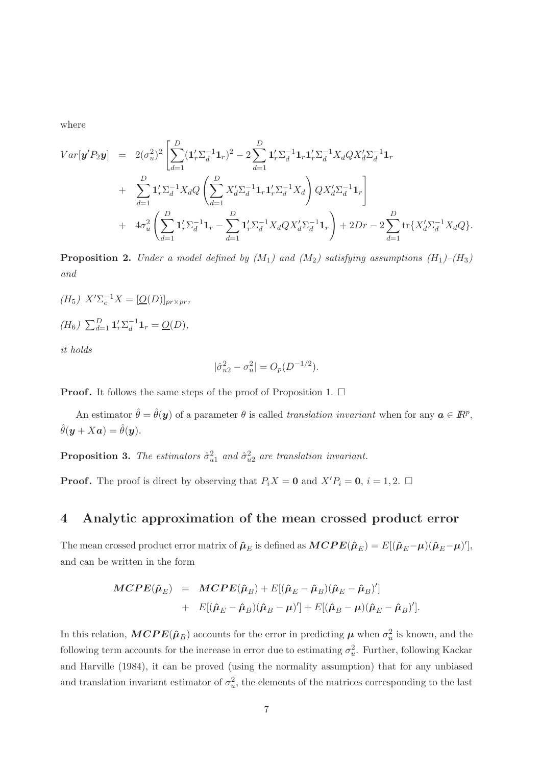where

$$
\begin{aligned}
Var[\boldsymbol{y}'P_2\boldsymbol{y}] &= 2(\sigma_u^2)^2 \left[ \sum_{d=1}^{D} (\mathbf{1}_r'\Sigma_d^{-1}\mathbf{1}_r)^2 - 2\sum_{d=1}^{D} \mathbf{1}_r'\Sigma_d^{-1}\mathbf{1}_r\mathbf{1}_r'\Sigma_d^{-1}X_dQX_d'\Sigma_d^{-1}\mathbf{1}_r \right. \\
&+ \left. \sum_{d=1}^{D} \mathbf{1}_r'\Sigma_d^{-1}X_dQ\left(\sum_{d=1}^{D} X_d'\Sigma_d^{-1}\mathbf{1}_r\mathbf{1}_r'\Sigma_d^{-1}X_d\right)QX_d'\Sigma_d^{-1}\mathbf{1}_r \right] \\
&+ 4\sigma_u^2\left(\sum_{d=1}^{D} \mathbf{1}_r'\Sigma_d^{-1}\mathbf{1}_r - \sum_{d=1}^{D} \mathbf{1}_r'\Sigma_d^{-1}X_dQX_d'\Sigma_d^{-1}\mathbf{1}_r\right) + 2Dr - 2\sum_{d=1}^{D} \text{tr}\{X_d'\Sigma_d^{-1}X_dQ\}.
\end{aligned}
$$

**Proposition 2.** *Under a model defined by $(M_1)$ and $(M_2)$ satisfying assumptions $(H_1)$–$(H_3)$ and*

*$(H_5)$ $X'\Sigma_e^{-1}X = [\underline{O}(D)]_{pr\times pr}$,*

*$(H_6)$ $\sum_{d=1}^{D} \mathbf{1}_r'\Sigma_d^{-1}\mathbf{1}_r = \underline{O}(D)$,*

*it holds*

$$
|\hat{\sigma}_{u2}^2 - \sigma_u^2| = O_p(D^{-1/2}).
$$

**Proof.** It follows the same steps of the proof of Proposition 1. $\square$

An estimator $\hat{\theta} = \hat{\theta}(\boldsymbol{y})$ of a parameter $\theta$ is called *translation invariant* when for any $\boldsymbol{a} \in I\!R^p$, $\hat{\theta}(\boldsymbol{y} + X\boldsymbol{a}) = \hat{\theta}(\boldsymbol{y})$.

**Proposition 3.** *The estimators $\hat{\sigma}_{u1}^2$ and $\hat{\sigma}_{u2}^2$ are translation invariant.*

**Proof.** The proof is direct by observing that $P_iX = \mathbf{0}$ and $X'P_i = \mathbf{0}$, $i = 1, 2$. $\square$

## 4 Analytic approximation of the mean crossed product error

The mean crossed product error matrix of $\hat{\boldsymbol{\mu}}_E$ is defined as $\boldsymbol{MCPE}(\hat{\boldsymbol{\mu}}_E) = E[(\hat{\boldsymbol{\mu}}_E - \boldsymbol{\mu})(\hat{\boldsymbol{\mu}}_E - \boldsymbol{\mu})']$, and can be written in the form

$$
\begin{aligned}
\boldsymbol{MCPE}(\hat{\boldsymbol{\mu}}_E) &= \boldsymbol{MCPE}(\hat{\boldsymbol{\mu}}_B) + E[(\hat{\boldsymbol{\mu}}_E - \hat{\boldsymbol{\mu}}_B)(\hat{\boldsymbol{\mu}}_E - \hat{\boldsymbol{\mu}}_B)'] \\
&+ E[(\hat{\boldsymbol{\mu}}_E - \hat{\boldsymbol{\mu}}_B)(\hat{\boldsymbol{\mu}}_B - \boldsymbol{\mu})'] + E[(\hat{\boldsymbol{\mu}}_B - \boldsymbol{\mu})(\hat{\boldsymbol{\mu}}_E - \hat{\boldsymbol{\mu}}_B)'].
\end{aligned}
$$

In this relation, $\boldsymbol{MCPE}(\hat{\boldsymbol{\mu}}_B)$ accounts for the error in predicting $\boldsymbol{\mu}$ when $\sigma_u^2$ is known, and the following term accounts for the increase in error due to estimating $\sigma_u^2$. Further, following Kackar and Harville (1984), it can be proved (using the normality assumption) that for any unbiased and translation invariant estimator of $\sigma_u^2$, the elements of the matrices corresponding to the last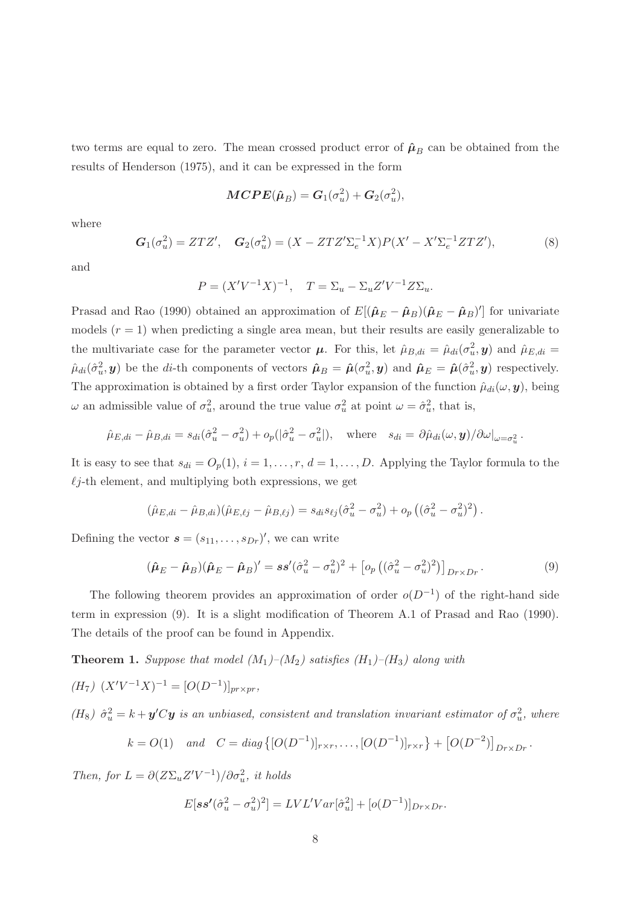two terms are equal to zero. The mean crossed product error of $\hat{\boldsymbol{\mu}}_B$ can be obtained from the results of Henderson (1975), and it can be expressed in the form

$$\boldsymbol{MCPE}(\hat{\boldsymbol{\mu}}_B) = \boldsymbol{G}_1(\sigma_u^2) + \boldsymbol{G}_2(\sigma_u^2),$$

where

$$\boldsymbol{G}_1(\sigma_u^2) = ZTZ', \quad \boldsymbol{G}_2(\sigma_u^2) = (X - ZTZ'\Sigma_e^{-1}X)P(X' - X'\Sigma_e^{-1}ZTZ'), \tag{8}$$

and

$$P = (X'V^{-1}X)^{-1}, \quad T = \Sigma_u - \Sigma_u Z'V^{-1}Z\Sigma_u.$$

Prasad and Rao (1990) obtained an approximation of $E[(\hat{\boldsymbol{\mu}}_E - \hat{\boldsymbol{\mu}}_B)(\hat{\boldsymbol{\mu}}_E - \hat{\boldsymbol{\mu}}_B)']$ for univariate models ($r = 1$) when predicting a single area mean, but their results are easily generalizable to the multivariate case for the parameter vector $\boldsymbol{\mu}$. For this, let $\hat{\mu}_{B,di} = \hat{\mu}_{di}(\sigma_u^2, \boldsymbol{y})$ and $\hat{\mu}_{E,di} = \hat{\mu}_{di}(\hat{\sigma}_u^2, \boldsymbol{y})$ be the $di$-th components of vectors $\hat{\boldsymbol{\mu}}_B = \hat{\boldsymbol{\mu}}(\sigma_u^2, \boldsymbol{y})$ and $\hat{\boldsymbol{\mu}}_E = \hat{\boldsymbol{\mu}}(\hat{\sigma}_u^2, \boldsymbol{y})$ respectively. The approximation is obtained by a first order Taylor expansion of the function $\hat{\mu}_{di}(\omega, \boldsymbol{y})$, being $\omega$ an admissible value of $\sigma_u^2$, around the true value $\sigma_u^2$ at point $\omega = \hat{\sigma}_u^2$, that is,

$$\hat{\mu}_{E,di} - \hat{\mu}_{B,di} = s_{di}(\hat{\sigma}_u^2 - \sigma_u^2) + o_p(|\hat{\sigma}_u^2 - \sigma_u^2|), \quad \text{where} \quad s_{di} = \partial \hat{\mu}_{di}(\omega, \boldsymbol{y})/\partial \omega\big|_{\omega = \sigma_u^2}.$$

It is easy to see that $s_{di} = O_p(1)$, $i = 1, \ldots, r$, $d = 1, \ldots, D$. Applying the Taylor formula to the $\ell j$-th element, and multiplying both expressions, we get

$$(\hat{\mu}_{E,di} - \hat{\mu}_{B,di})(\hat{\mu}_{E,\ell j} - \hat{\mu}_{B,\ell j}) = s_{di}s_{\ell j}(\hat{\sigma}_u^2 - \sigma_u^2) + o_p\left((\hat{\sigma}_u^2 - \sigma_u^2)^2\right).$$

Defining the vector $\boldsymbol{s} = (s_{11}, \ldots, s_{Dr})'$, we can write

$$(\hat{\boldsymbol{\mu}}_E - \hat{\boldsymbol{\mu}}_B)(\hat{\boldsymbol{\mu}}_E - \hat{\boldsymbol{\mu}}_B)' = \boldsymbol{s}\boldsymbol{s}'(\hat{\sigma}_u^2 - \sigma_u^2)^2 + \left[o_p\left((\hat{\sigma}_u^2 - \sigma_u^2)^2\right)\right]_{Dr \times Dr}. \tag{9}$$

The following theorem provides an approximation of order $o(D^{-1})$ of the right-hand side term in expression (9). It is a slight modification of Theorem A.1 of Prasad and Rao (1990). The details of the proof can be found in Appendix.

**Theorem 1.** *Suppose that model $(M_1)$–$(M_2)$ satisfies $(H_1)$–$(H_3)$ along with*

*$(H_7)$ $(X'V^{-1}X)^{-1} = [O(D^{-1})]_{pr \times pr}$,*

*$(H_8)$ $\hat{\sigma}_u^2 = k + \boldsymbol{y}'C\boldsymbol{y}$ is an unbiased, consistent and translation invariant estimator of $\sigma_u^2$, where*

$$k = O(1) \quad \text{and} \quad C = diag\left\{[O(D^{-1})]_{r \times r}, \ldots, [O(D^{-1})]_{r \times r}\right\} + \left[O(D^{-2})\right]_{Dr \times Dr}.$$

*Then, for $L = \partial(Z\Sigma_u Z'V^{-1})/\partial \sigma_u^2$, it holds*

$$E[\boldsymbol{s}\boldsymbol{s}'(\hat{\sigma}_u^2 - \sigma_u^2)^2] = LVL'Var[\hat{\sigma}_u^2] + [o(D^{-1})]_{Dr \times Dr}.$$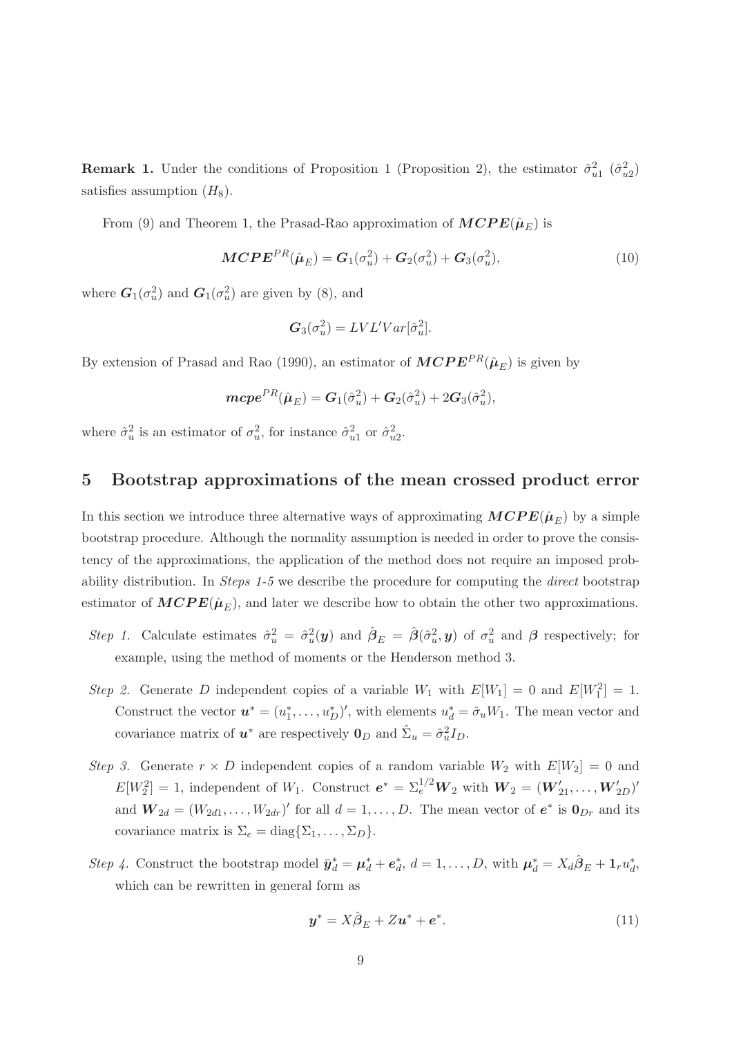**Remark 1.** Under the conditions of Proposition 1 (Proposition 2), the estimator $\hat{\sigma}^2_{u1}$ ($\hat{\sigma}^2_{u2}$) satisfies assumption $(H_8)$.

From (9) and Theorem 1, the Prasad-Rao approximation of $\boldsymbol{MCPE}(\hat{\boldsymbol{\mu}}_E)$ is

$$\boldsymbol{MCPE}^{PR}(\hat{\boldsymbol{\mu}}_E) = \boldsymbol{G}_1(\sigma^2_u) + \boldsymbol{G}_2(\sigma^2_u) + \boldsymbol{G}_3(\sigma^2_u), \tag{10}$$

where $\boldsymbol{G}_1(\sigma^2_u)$ and $\boldsymbol{G}_1(\sigma^2_u)$ are given by (8), and

$$\boldsymbol{G}_3(\sigma^2_u) = LVL'Var[\hat{\sigma}^2_u].$$

By extension of Prasad and Rao (1990), an estimator of $\boldsymbol{MCPE}^{PR}(\hat{\boldsymbol{\mu}}_E)$ is given by

$$\boldsymbol{mcpe}^{PR}(\hat{\boldsymbol{\mu}}_E) = \boldsymbol{G}_1(\hat{\sigma}^2_u) + \boldsymbol{G}_2(\hat{\sigma}^2_u) + 2\boldsymbol{G}_3(\hat{\sigma}^2_u),$$

where $\hat{\sigma}^2_u$ is an estimator of $\sigma^2_u$, for instance $\hat{\sigma}^2_{u1}$ or $\hat{\sigma}^2_{u2}$.

## 5 Bootstrap approximations of the mean crossed product error

In this section we introduce three alternative ways of approximating $\boldsymbol{MCPE}(\hat{\boldsymbol{\mu}}_E)$ by a simple bootstrap procedure. Although the normality assumption is needed in order to prove the consistency of the approximations, the application of the method does not require an imposed probability distribution. In *Steps 1-5* we describe the procedure for computing the *direct* bootstrap estimator of $\boldsymbol{MCPE}(\hat{\boldsymbol{\mu}}_E)$, and later we describe how to obtain the other two approximations.

- *Step 1.* Calculate estimates $\hat{\sigma}^2_u = \hat{\sigma}^2_u(\boldsymbol{y})$ and $\hat{\boldsymbol{\beta}}_E = \hat{\boldsymbol{\beta}}(\hat{\sigma}^2_u, \boldsymbol{y})$ of $\sigma^2_u$ and $\boldsymbol{\beta}$ respectively; for example, using the method of moments or the Henderson method 3.
- *Step 2.* Generate $D$ independent copies of a variable $W_1$ with $E[W_1] = 0$ and $E[W_1^2] = 1$. Construct the vector $\boldsymbol{u}^* = (u^*_1, \ldots, u^*_D)'$, with elements $u^*_d = \hat{\sigma}_u W_1$. The mean vector and covariance matrix of $\boldsymbol{u}^*$ are respectively $\boldsymbol{0}_D$ and $\hat{\Sigma}_u = \hat{\sigma}^2_u I_D$.
- *Step 3.* Generate $r \times D$ independent copies of a random variable $W_2$ with $E[W_2] = 0$ and $E[W_2^2] = 1$, independent of $W_1$. Construct $\boldsymbol{e}^* = \Sigma_e^{1/2} \boldsymbol{W}_2$ with $\boldsymbol{W}_2 = (\boldsymbol{W}'_{21}, \ldots, \boldsymbol{W}'_{2D})'$ and $\boldsymbol{W}_{2d} = (W_{2d1}, \ldots, W_{2dr})'$ for all $d = 1, \ldots, D$. The mean vector of $\boldsymbol{e}^*$ is $\boldsymbol{0}_{Dr}$ and its covariance matrix is $\Sigma_e = \text{diag}\{\Sigma_1, \ldots, \Sigma_D\}$.
- *Step 4.* Construct the bootstrap model $\bar{\boldsymbol{y}}^*_d = \boldsymbol{\mu}^*_d + \boldsymbol{e}^*_d$, $d = 1, \ldots, D$, with $\boldsymbol{\mu}^*_d = X_d \hat{\boldsymbol{\beta}}_E + \boldsymbol{1}_r u^*_d$, which can be rewritten in general form as

$$\boldsymbol{y}^* = X\hat{\boldsymbol{\beta}}_E + Z\boldsymbol{u}^* + \boldsymbol{e}^*. \tag{11}$$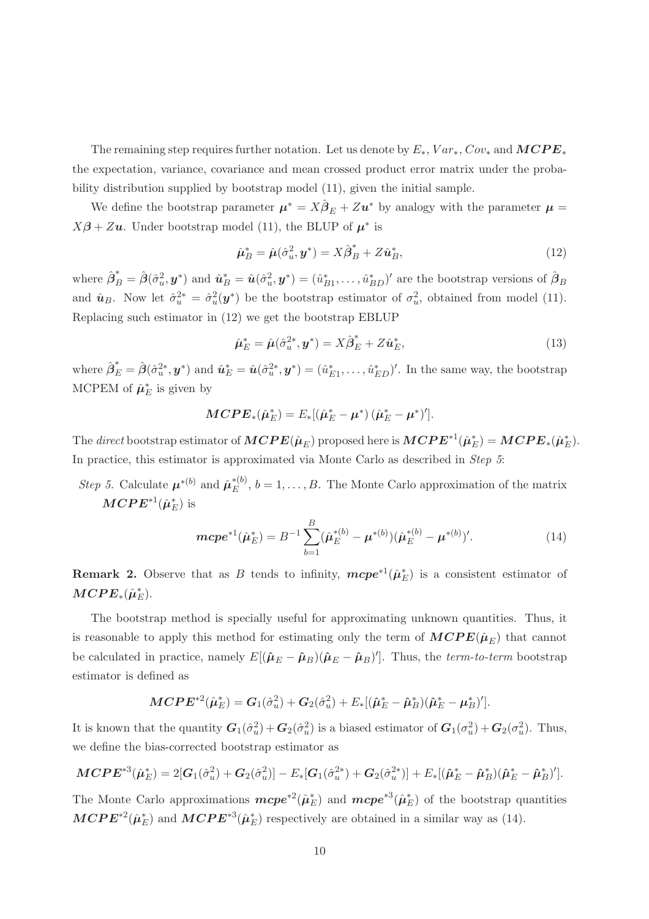The remaining step requires further notation. Let us denote by $E_*$, $Var_*$, $Cov_*$ and $\boldsymbol{MCPE}_*$ the expectation, variance, covariance and mean crossed product error matrix under the probability distribution supplied by bootstrap model (11), given the initial sample.

We define the bootstrap parameter $\boldsymbol{\mu}^* = X\hat{\boldsymbol{\beta}}_E + Z\boldsymbol{u}^*$ by analogy with the parameter $\boldsymbol{\mu} = X\boldsymbol{\beta} + Z\boldsymbol{u}$. Under bootstrap model (11), the BLUP of $\boldsymbol{\mu}^*$ is

$$\hat{\boldsymbol{\mu}}_B^* = \hat{\boldsymbol{\mu}}(\hat{\sigma}_u^2, \boldsymbol{y}^*) = X\hat{\boldsymbol{\beta}}_B^* + Z\hat{\boldsymbol{u}}_B^*, \tag{12}$$

where $\hat{\boldsymbol{\beta}}_B^* = \hat{\boldsymbol{\beta}}(\hat{\sigma}_u^2, \boldsymbol{y}^*)$ and $\hat{\boldsymbol{u}}_B^* = \hat{\boldsymbol{u}}(\hat{\sigma}_u^2, \boldsymbol{y}^*) = (\hat{u}_{B1}^*, \ldots, \hat{u}_{BD}^*)'$ are the bootstrap versions of $\hat{\boldsymbol{\beta}}_B$ and $\hat{\boldsymbol{u}}_B$. Now let $\hat{\sigma}_u^{2*} = \hat{\sigma}_u^2(\boldsymbol{y}^*)$ be the bootstrap estimator of $\sigma_u^2$, obtained from model (11). Replacing such estimator in (12) we get the bootstrap EBLUP

$$\hat{\boldsymbol{\mu}}_E^* = \hat{\boldsymbol{\mu}}(\hat{\sigma}_u^{2*}, \boldsymbol{y}^*) = X\hat{\boldsymbol{\beta}}_E^* + Z\hat{\boldsymbol{u}}_E^*, \tag{13}$$

where $\hat{\boldsymbol{\beta}}_E^* = \hat{\boldsymbol{\beta}}(\hat{\sigma}_u^{2*}, \boldsymbol{y}^*)$ and $\hat{\boldsymbol{u}}_E^* = \hat{\boldsymbol{u}}(\hat{\sigma}_u^{2*}, \boldsymbol{y}^*) = (\hat{u}_{E1}^*, \ldots, \hat{u}_{ED}^*)'$. In the same way, the bootstrap MCPEM of $\hat{\boldsymbol{\mu}}_E^*$ is given by

$$\boldsymbol{MCPE}_*(\hat{\boldsymbol{\mu}}_E^*) = E_*[(\hat{\boldsymbol{\mu}}_E^* - \boldsymbol{\mu}^*)\,(\hat{\boldsymbol{\mu}}_E^* - \boldsymbol{\mu}^*)'].$$

The *direct* bootstrap estimator of $\boldsymbol{MCPE}(\hat{\boldsymbol{\mu}}_E)$ proposed here is $\boldsymbol{MCPE}^{*1}(\hat{\boldsymbol{\mu}}_E^*) = \boldsymbol{MCPE}_*(\hat{\boldsymbol{\mu}}_E^*)$. In practice, this estimator is approximated via Monte Carlo as described in *Step 5*:

*Step 5.* Calculate $\boldsymbol{\mu}^{*(b)}$ and $\hat{\boldsymbol{\mu}}_E^{*(b)}$, $b = 1, \ldots, B$. The Monte Carlo approximation of the matrix $\boldsymbol{MCPE}^{*1}(\hat{\boldsymbol{\mu}}_E^*)$ is

$$\boldsymbol{mcpe}^{*1}(\hat{\boldsymbol{\mu}}_E^*) = B^{-1}\sum_{b=1}^{B}(\hat{\boldsymbol{\mu}}_E^{*(b)} - \boldsymbol{\mu}^{*(b)})(\hat{\boldsymbol{\mu}}_E^{*(b)} - \boldsymbol{\mu}^{*(b)})'. \tag{14}$$

**Remark 2.** Observe that as $B$ tends to infinity, $\boldsymbol{mcpe}^{*1}(\hat{\boldsymbol{\mu}}_E^*)$ is a consistent estimator of $\boldsymbol{MCPE}_*(\hat{\boldsymbol{\mu}}_E^*)$.

The bootstrap method is specially useful for approximating unknown quantities. Thus, it is reasonable to apply this method for estimating only the term of $\boldsymbol{MCPE}(\hat{\boldsymbol{\mu}}_E)$ that cannot be calculated in practice, namely $E[(\hat{\boldsymbol{\mu}}_E - \hat{\boldsymbol{\mu}}_B)(\hat{\boldsymbol{\mu}}_E - \hat{\boldsymbol{\mu}}_B)']$. Thus, the *term-to-term* bootstrap estimator is defined as

$$\boldsymbol{MCPE}^{*2}(\hat{\boldsymbol{\mu}}_E^*) = \boldsymbol{G}_1(\hat{\sigma}_u^2) + \boldsymbol{G}_2(\hat{\sigma}_u^2) + E_*[(\hat{\boldsymbol{\mu}}_E^* - \hat{\boldsymbol{\mu}}_B^*)(\hat{\boldsymbol{\mu}}_E^* - \boldsymbol{\mu}_B^*)'].$$

It is known that the quantity $\boldsymbol{G}_1(\hat{\sigma}_u^2) + \boldsymbol{G}_2(\hat{\sigma}_u^2)$ is a biased estimator of $\boldsymbol{G}_1(\sigma_u^2) + \boldsymbol{G}_2(\sigma_u^2)$. Thus, we define the bias-corrected bootstrap estimator as

$$\boldsymbol{MCPE}^{*3}(\hat{\boldsymbol{\mu}}_E^*) = 2[\boldsymbol{G}_1(\hat{\sigma}_u^2) + \boldsymbol{G}_2(\hat{\sigma}_u^2)] - E_*[\boldsymbol{G}_1(\hat{\sigma}_u^{2*}) + \boldsymbol{G}_2(\hat{\sigma}_u^{2*})] + E_*[(\hat{\boldsymbol{\mu}}_E^* - \hat{\boldsymbol{\mu}}_B^*)(\hat{\boldsymbol{\mu}}_E^* - \hat{\boldsymbol{\mu}}_B^*)'].$$

The Monte Carlo approximations $\boldsymbol{mcpe}^{*2}(\hat{\boldsymbol{\mu}}_E^*)$ and $\boldsymbol{mcpe}^{*3}(\hat{\boldsymbol{\mu}}_E^*)$ of the bootstrap quantities $\boldsymbol{MCPE}^{*2}(\hat{\boldsymbol{\mu}}_E^*)$ and $\boldsymbol{MCPE}^{*3}(\hat{\boldsymbol{\mu}}_E^*)$ respectively are obtained in a similar way as (14).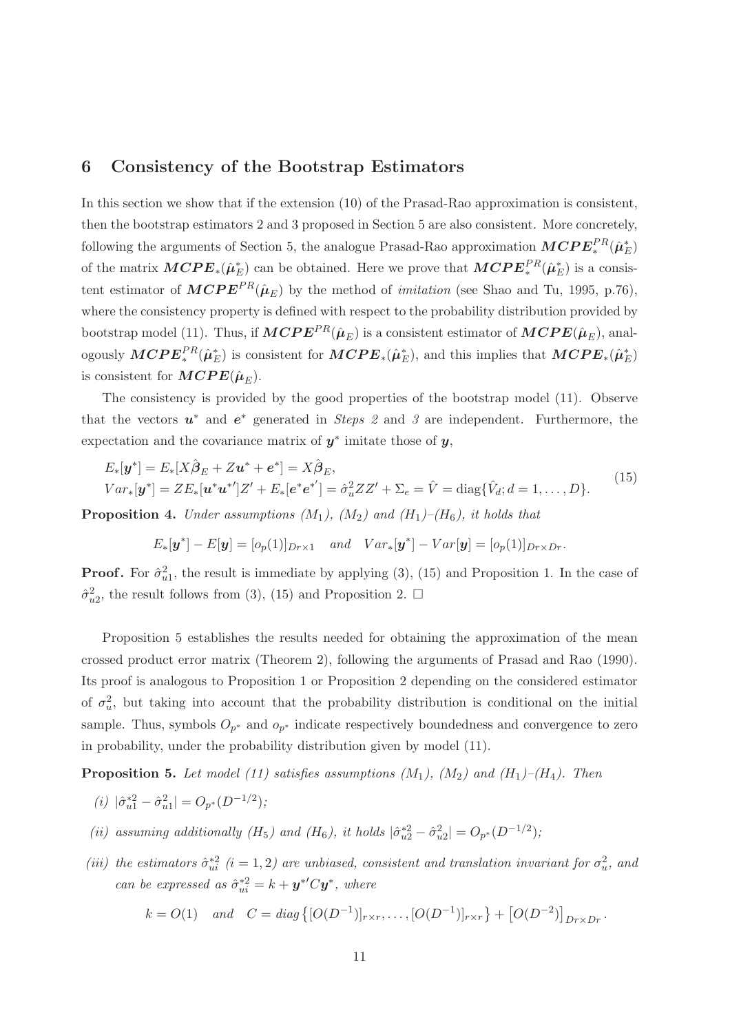## 6 Consistency of the Bootstrap Estimators

In this section we show that if the extension (10) of the Prasad-Rao approximation is consistent, then the bootstrap estimators 2 and 3 proposed in Section 5 are also consistent. More concretely, following the arguments of Section 5, the analogue Prasad-Rao approximation $\boldsymbol{MCPE}_*^{PR}(\hat{\boldsymbol{\mu}}_E^*)$ of the matrix $\boldsymbol{MCPE}_*(\hat{\boldsymbol{\mu}}_E^*)$ can be obtained. Here we prove that $\boldsymbol{MCPE}_*^{PR}(\hat{\boldsymbol{\mu}}_E^*)$ is a consistent estimator of $\boldsymbol{MCPE}^{PR}(\hat{\boldsymbol{\mu}}_E)$ by the method of *imitation* (see Shao and Tu, 1995, p.76), where the consistency property is defined with respect to the probability distribution provided by bootstrap model (11). Thus, if $\boldsymbol{MCPE}^{PR}(\hat{\boldsymbol{\mu}}_E)$ is a consistent estimator of $\boldsymbol{MCPE}(\hat{\boldsymbol{\mu}}_E)$, analogously $\boldsymbol{MCPE}_*^{PR}(\hat{\boldsymbol{\mu}}_E^*)$ is consistent for $\boldsymbol{MCPE}_*(\hat{\boldsymbol{\mu}}_E^*)$, and this implies that $\boldsymbol{MCPE}_*(\hat{\boldsymbol{\mu}}_E^*)$ is consistent for $\boldsymbol{MCPE}(\hat{\boldsymbol{\mu}}_E)$.

The consistency is provided by the good properties of the bootstrap model (11). Observe that the vectors $\boldsymbol{u}^*$ and $\boldsymbol{e}^*$ generated in *Steps 2* and *3* are independent. Furthermore, the expectation and the covariance matrix of $\boldsymbol{y}^*$ imitate those of $\boldsymbol{y}$,

$$
\begin{aligned}
&E_*[\boldsymbol{y}^*] = E_*[X\hat{\boldsymbol{\beta}}_E + Z\boldsymbol{u}^* + \boldsymbol{e}^*] = X\hat{\boldsymbol{\beta}}_E, \\
&Var_*[\boldsymbol{y}^*] = ZE_*[\boldsymbol{u}^*\boldsymbol{u}^{*\prime}]Z' + E_*[\boldsymbol{e}^*\boldsymbol{e}^{*\prime}] = \hat{\sigma}_u^2 ZZ' + \Sigma_e = \hat{V} = \operatorname{diag}\{\hat{V}_d; d = 1, \ldots, D\}.
\end{aligned}
\tag{15}
$$

**Proposition 4.** *Under assumptions $(M_1)$, $(M_2)$ and $(H_1)$–$(H_6)$, it holds that*

$$
E_*[\boldsymbol{y}^*] - E[\boldsymbol{y}] = [o_p(1)]_{Dr\times 1} \quad \textit{and} \quad Var_*[\boldsymbol{y}^*] - Var[\boldsymbol{y}] = [o_p(1)]_{Dr\times Dr}.
$$

**Proof.** For $\hat{\sigma}_{u1}^2$, the result is immediate by applying (3), (15) and Proposition 1. In the case of $\hat{\sigma}_{u2}^2$, the result follows from (3), (15) and Proposition 2. $\square$

Proposition 5 establishes the results needed for obtaining the approximation of the mean crossed product error matrix (Theorem 2), following the arguments of Prasad and Rao (1990). Its proof is analogous to Proposition 1 or Proposition 2 depending on the considered estimator of $\sigma_u^2$, but taking into account that the probability distribution is conditional on the initial sample. Thus, symbols $O_{p^*}$ and $o_{p^*}$ indicate respectively boundedness and convergence to zero in probability, under the probability distribution given by model (11).

**Proposition 5.** *Let model (11) satisfies assumptions $(M_1)$, $(M_2)$ and $(H_1)$–$(H_4)$. Then*

*(i)* $|\hat{\sigma}_{u1}^{*2} - \hat{\sigma}_{u1}^2| = O_{p^*}(D^{-1/2})$;

*(ii) assuming additionally $(H_5)$ and $(H_6)$, it holds* $|\hat{\sigma}_{u2}^{*2} - \hat{\sigma}_{u2}^2| = O_{p^*}(D^{-1/2})$;

*(iii) the estimators $\hat{\sigma}_{ui}^{*2}$ $(i = 1, 2)$ are unbiased, consistent and translation invariant for $\sigma_u^2$, and can be expressed as $\hat{\sigma}_{ui}^{*2} = k + \boldsymbol{y}^{*\prime}C\boldsymbol{y}^*$, where*

$$
k = O(1) \quad \textit{and} \quad C = \textit{diag}\left\{[O(D^{-1})]_{r\times r}, \ldots, [O(D^{-1})]_{r\times r}\right\} + \left[O(D^{-2})\right]_{Dr\times Dr}.
$$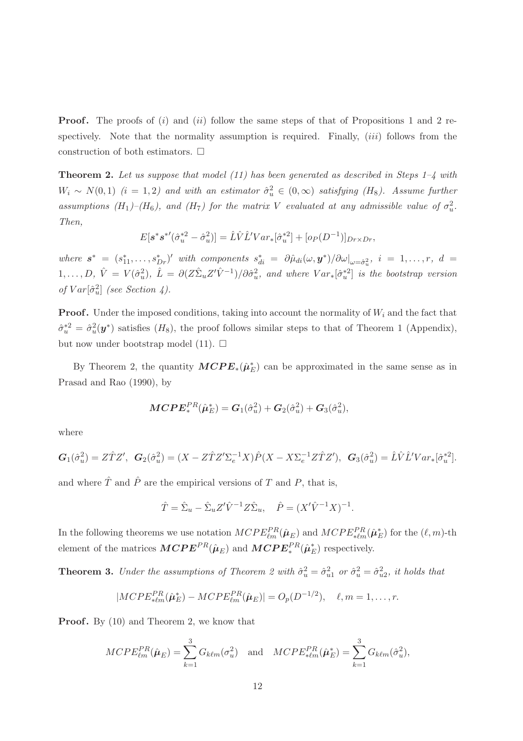**Proof.** The proofs of $(i)$ and $(ii)$ follow the same steps of that of Propositions 1 and 2 respectively. Note that the normality assumption is required. Finally, $(iii)$ follows from the construction of both estimators. □

**Theorem 2.** *Let us suppose that model (11) has been generated as described in Steps 1–4 with $W_i \sim N(0,1)$ $(i = 1,2)$ and with an estimator $\hat{\sigma}_u^2 \in (0,\infty)$ satisfying $(H_8)$. Assume further assumptions $(H_1)$–$(H_6)$, and $(H_7)$ for the matrix $V$ evaluated at any admissible value of $\sigma_u^2$. Then,*

$$E[\boldsymbol{s}^*\boldsymbol{s}^{*\prime}(\hat{\sigma}_u^{*2} - \hat{\sigma}_u^2)] = \hat{L}\hat{V}\hat{L}'Var_*[\hat{\sigma}_u^{*2}] + [o_P(D^{-1})]_{Dr\times Dr},$$

*where $\boldsymbol{s}^* = (s_{11}^*, \ldots, s_{Dr}^*)'$ with components $s_{di}^* = \partial\hat{\mu}_{di}(\omega, \boldsymbol{y}^*)/\partial\omega|_{\omega=\hat{\sigma}_u^2}$, $i = 1,\ldots,r$, $d = 1,\ldots,D$, $\hat{V} = V(\hat{\sigma}_u^2)$, $\hat{L} = \partial(Z\hat{\Sigma}_u Z'\hat{V}^{-1})/\partial\hat{\sigma}_u^2$, and where $Var_*[\hat{\sigma}_u^{*2}]$ is the bootstrap version of $Var[\hat{\sigma}_u^2]$ (see Section 4).*

**Proof.** Under the imposed conditions, taking into account the normality of $W_i$ and the fact that $\hat{\sigma}_u^{*2} = \hat{\sigma}_u^2(\boldsymbol{y}^*)$ satisfies $(H_8)$, the proof follows similar steps to that of Theorem 1 (Appendix), but now under bootstrap model (11). □

By Theorem 2, the quantity $\boldsymbol{MCPE}_*(\hat{\boldsymbol{\mu}}_E^*)$ can be approximated in the same sense as in Prasad and Rao (1990), by

$$\boldsymbol{MCPE}_*^{PR}(\hat{\boldsymbol{\mu}}_E^*) = \boldsymbol{G}_1(\hat{\sigma}_u^2) + \boldsymbol{G}_2(\hat{\sigma}_u^2) + \boldsymbol{G}_3(\hat{\sigma}_u^2),$$

where

$$\boldsymbol{G}_1(\hat{\sigma}_u^2) = Z\hat{T}Z',\;\; \boldsymbol{G}_2(\hat{\sigma}_u^2) = (X - Z\hat{T}Z'\Sigma_e^{-1}X)\hat{P}(X - X\Sigma_e^{-1}Z\hat{T}Z'),\;\; \boldsymbol{G}_3(\hat{\sigma}_u^2) = \hat{L}\hat{V}\hat{L}'Var_*[\hat{\sigma}_u^{*2}].$$

and where $\hat{T}$ and $\hat{P}$ are the empirical versions of $T$ and $P$, that is,

$$\hat{T} = \hat{\Sigma}_u - \hat{\Sigma}_u Z'\hat{V}^{-1}Z\hat{\Sigma}_u, \quad \hat{P} = (X'\hat{V}^{-1}X)^{-1}.$$

In the following theorems we use notation $MCPE_{\ell m}^{PR}(\hat{\boldsymbol{\mu}}_E)$ and $MCPE_{*\ell m}^{PR}(\hat{\boldsymbol{\mu}}_E^*)$ for the $(\ell,m)$-th element of the matrices $\boldsymbol{MCPE}^{PR}(\hat{\boldsymbol{\mu}}_E)$ and $\boldsymbol{MCPE}_*^{PR}(\hat{\boldsymbol{\mu}}_E^*)$ respectively.

**Theorem 3.** *Under the assumptions of Theorem 2 with $\hat{\sigma}_u^2 = \hat{\sigma}_{u1}^2$ or $\hat{\sigma}_u^2 = \hat{\sigma}_{u2}^2$, it holds that*

$$|MCPE_{*\ell m}^{PR}(\hat{\boldsymbol{\mu}}_E^*) - MCPE_{\ell m}^{PR}(\hat{\boldsymbol{\mu}}_E)| = O_p(D^{-1/2}), \quad \ell, m = 1,\ldots,r.$$

**Proof.** By (10) and Theorem 2, we know that

$$MCPE_{\ell m}^{PR}(\hat{\boldsymbol{\mu}}_E) = \sum_{k=1}^{3} G_{k\ell m}(\sigma_u^2) \quad \text{and} \quad MCPE_{*\ell m}^{PR}(\hat{\boldsymbol{\mu}}_E^*) = \sum_{k=1}^{3} G_{k\ell m}(\hat{\sigma}_u^2),$$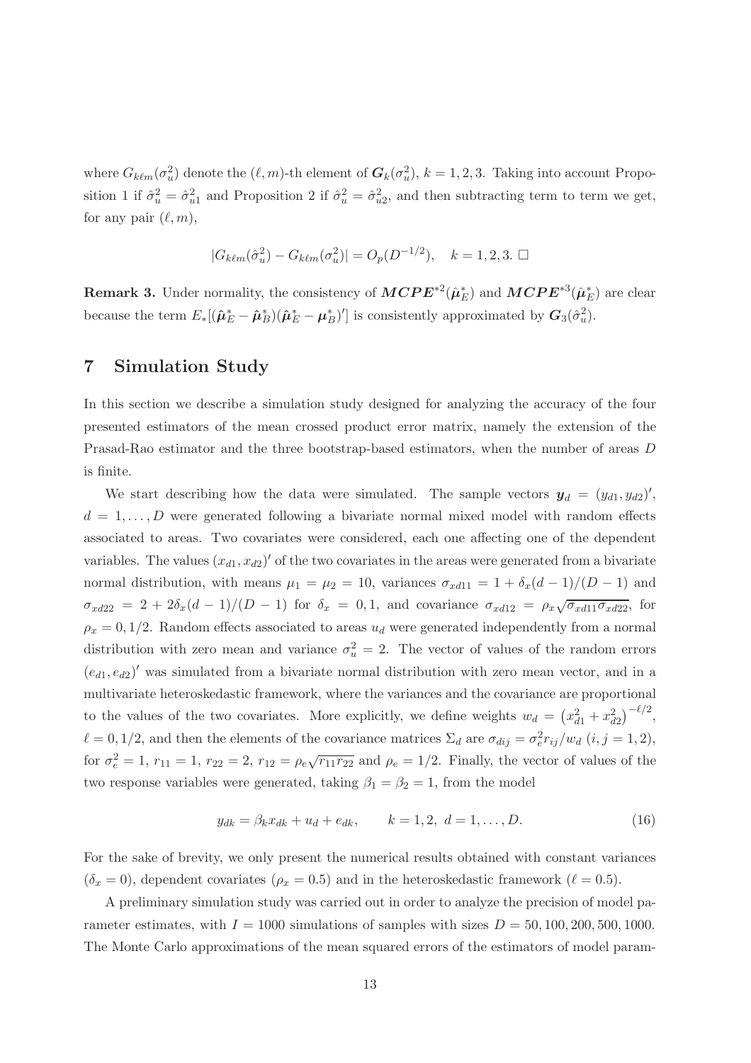where $G_{k\ell m}(\sigma_u^2)$ denote the $(\ell, m)$-th element of $\boldsymbol{G}_k(\sigma_u^2)$, $k = 1, 2, 3$. Taking into account Proposition 1 if $\hat{\sigma}_u^2 = \hat{\sigma}_{u1}^2$ and Proposition 2 if $\hat{\sigma}_u^2 = \hat{\sigma}_{u2}^2$, and then subtracting term to term we get, for any pair $(\ell, m)$,

$$|G_{k\ell m}(\hat{\sigma}_u^2) - G_{k\ell m}(\sigma_u^2)| = O_p(D^{-1/2}), \quad k = 1, 2, 3. \; \Box$$

**Remark 3.** Under normality, the consistency of $\boldsymbol{MCPE}^{*2}(\hat{\boldsymbol{\mu}}_E^*)$ and $\boldsymbol{MCPE}^{*3}(\hat{\boldsymbol{\mu}}_E^*)$ are clear because the term $E_*[(\hat{\boldsymbol{\mu}}_E^* - \hat{\boldsymbol{\mu}}_B^*)(\hat{\boldsymbol{\mu}}_E^* - \boldsymbol{\mu}_B^*)']$ is consistently approximated by $\boldsymbol{G}_3(\hat{\sigma}_u^2)$.

## 7 Simulation Study

In this section we describe a simulation study designed for analyzing the accuracy of the four presented estimators of the mean crossed product error matrix, namely the extension of the Prasad-Rao estimator and the three bootstrap-based estimators, when the number of areas $D$ is finite.

We start describing how the data were simulated. The sample vectors $\boldsymbol{y}_d = (y_{d1}, y_{d2})'$, $d = 1, \ldots, D$ were generated following a bivariate normal mixed model with random effects associated to areas. Two covariates were considered, each one affecting one of the dependent variables. The values $(x_{d1}, x_{d2})'$ of the two covariates in the areas were generated from a bivariate normal distribution, with means $\mu_1 = \mu_2 = 10$, variances $\sigma_{xd11} = 1 + \delta_x(d-1)/(D-1)$ and $\sigma_{xd22} = 2 + 2\delta_x(d-1)/(D-1)$ for $\delta_x = 0, 1$, and covariance $\sigma_{xd12} = \rho_x\sqrt{\sigma_{xd11}\sigma_{xd22}}$, for $\rho_x = 0, 1/2$. Random effects associated to areas $u_d$ were generated independently from a normal distribution with zero mean and variance $\sigma_u^2 = 2$. The vector of values of the random errors $(e_{d1}, e_{d2})'$ was simulated from a bivariate normal distribution with zero mean vector, and in a multivariate heteroskedastic framework, where the variances and the covariance are proportional to the values of the two covariates. More explicitly, we define weights $w_d = \left(x_{d1}^2 + x_{d2}^2\right)^{-\ell/2}$, $\ell = 0, 1/2$, and then the elements of the covariance matrices $\Sigma_d$ are $\sigma_{dij} = \sigma_e^2 r_{ij}/w_d$ $(i, j = 1, 2)$, for $\sigma_e^2 = 1$, $r_{11} = 1$, $r_{22} = 2$, $r_{12} = \rho_e\sqrt{r_{11}r_{22}}$ and $\rho_e = 1/2$. Finally, the vector of values of the two response variables were generated, taking $\beta_1 = \beta_2 = 1$, from the model

$$y_{dk} = \beta_k x_{dk} + u_d + e_{dk}, \qquad k = 1, 2, \; d = 1, \ldots, D. \tag{16}$$

For the sake of brevity, we only present the numerical results obtained with constant variances ($\delta_x = 0$), dependent covariates ($\rho_x = 0.5$) and in the heteroskedastic framework ($\ell = 0.5$).

A preliminary simulation study was carried out in order to analyze the precision of model parameter estimates, with $I = 1000$ simulations of samples with sizes $D = 50, 100, 200, 500, 1000$. The Monte Carlo approximations of the mean squared errors of the estimators of model param-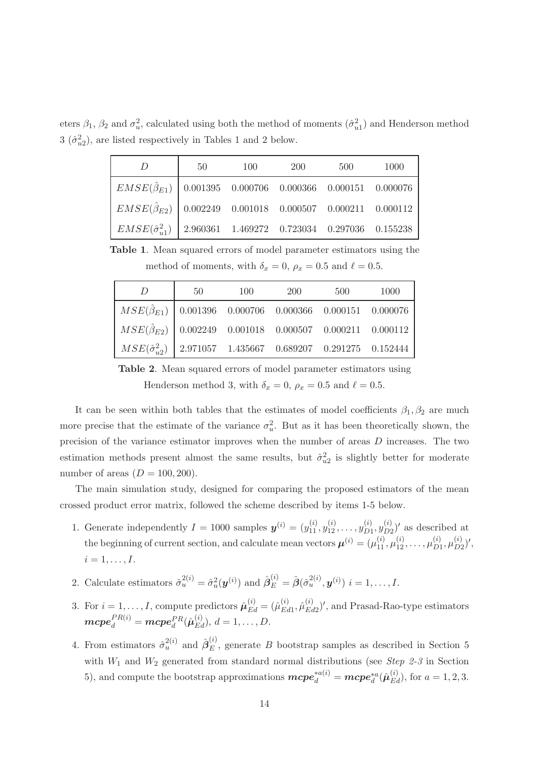eters $\beta_1$, $\beta_2$ and $\sigma_u^2$, calculated using both the method of moments ($\hat{\sigma}_{u1}^2$) and Henderson method 3 ($\hat{\sigma}_{u2}^2$), are listed respectively in Tables 1 and 2 below.

| $D$ | 50 | 100 | 200 | 500 | 1000 |
|---|---|---|---|---|---|
| $EMSE(\hat{\beta}_{E1})$ | 0.001395 | 0.000706 | 0.000366 | 0.000151 | 0.000076 |
| $EMSE(\hat{\beta}_{E2})$ | 0.002249 | 0.001018 | 0.000507 | 0.000211 | 0.000112 |
| $EMSE(\hat{\sigma}_{u1}^2)$ | 2.960361 | 1.469272 | 0.723034 | 0.297036 | 0.155238 |

**Table 1**. Mean squared errors of model parameter estimators using the method of moments, with $\delta_x = 0$, $\rho_x = 0.5$ and $\ell = 0.5$.

| $D$ | 50 | 100 | 200 | 500 | 1000 |
|---|---|---|---|---|---|
| $MSE(\hat{\beta}_{E1})$ | 0.001396 | 0.000706 | 0.000366 | 0.000151 | 0.000076 |
| $MSE(\hat{\beta}_{E2})$ | 0.002249 | 0.001018 | 0.000507 | 0.000211 | 0.000112 |
| $MSE(\hat{\sigma}_{u2}^2)$ | 2.971057 | 1.435667 | 0.689207 | 0.291275 | 0.152444 |

**Table 2**. Mean squared errors of model parameter estimators using Henderson method 3, with $\delta_x = 0$, $\rho_x = 0.5$ and $\ell = 0.5$.

It can be seen within both tables that the estimates of model coefficients $\beta_1, \beta_2$ are much more precise that the estimate of the variance $\sigma_u^2$. But as it has been theoretically shown, the precision of the variance estimator improves when the number of areas $D$ increases. The two estimation methods present almost the same results, but $\hat{\sigma}_{u2}^2$ is slightly better for moderate number of areas ($D = 100, 200$).

The main simulation study, designed for comparing the proposed estimators of the mean crossed product error matrix, followed the scheme described by items 1-5 below.

1. Generate independently $I = 1000$ samples $\boldsymbol{y}^{(i)} = (y_{11}^{(i)}, y_{12}^{(i)}, \ldots, y_{D1}^{(i)}, y_{D2}^{(i)})'$ as described at the beginning of current section, and calculate mean vectors $\boldsymbol{\mu}^{(i)} = (\mu_{11}^{(i)}, \mu_{12}^{(i)}, \ldots, \mu_{D1}^{(i)}, \mu_{D2}^{(i)})'$, $i = 1, \ldots, I$.
2. Calculate estimators $\hat{\sigma}_u^{2(i)} = \hat{\sigma}_u^2(\boldsymbol{y}^{(i)})$ and $\hat{\boldsymbol{\beta}}_E^{(i)} = \hat{\boldsymbol{\beta}}(\hat{\sigma}_u^{2(i)}, \boldsymbol{y}^{(i)})$ $i = 1, \ldots, I$.
3. For $i = 1, \ldots, I$, compute predictors $\hat{\boldsymbol{\mu}}_{Ed}^{(i)} = (\hat{\mu}_{Ed1}^{(i)}, \hat{\mu}_{Ed2}^{(i)})'$, and Prasad-Rao-type estimators $\boldsymbol{mcpe}_d^{PR(i)} = \boldsymbol{mcpe}_d^{PR}(\hat{\boldsymbol{\mu}}_{Ed}^{(i)})$, $d = 1, \ldots, D$.
4. From estimators $\hat{\sigma}_u^{2(i)}$ and $\hat{\boldsymbol{\beta}}_E^{(i)}$, generate $B$ bootstrap samples as described in Section 5 with $W_1$ and $W_2$ generated from standard normal distributions (see *Step 2-3* in Section 5), and compute the bootstrap approximations $\boldsymbol{mcpe}_d^{*a(i)} = \boldsymbol{mcpe}_d^{*a}(\hat{\boldsymbol{\mu}}_{Ed}^{(i)})$, for $a = 1, 2, 3$.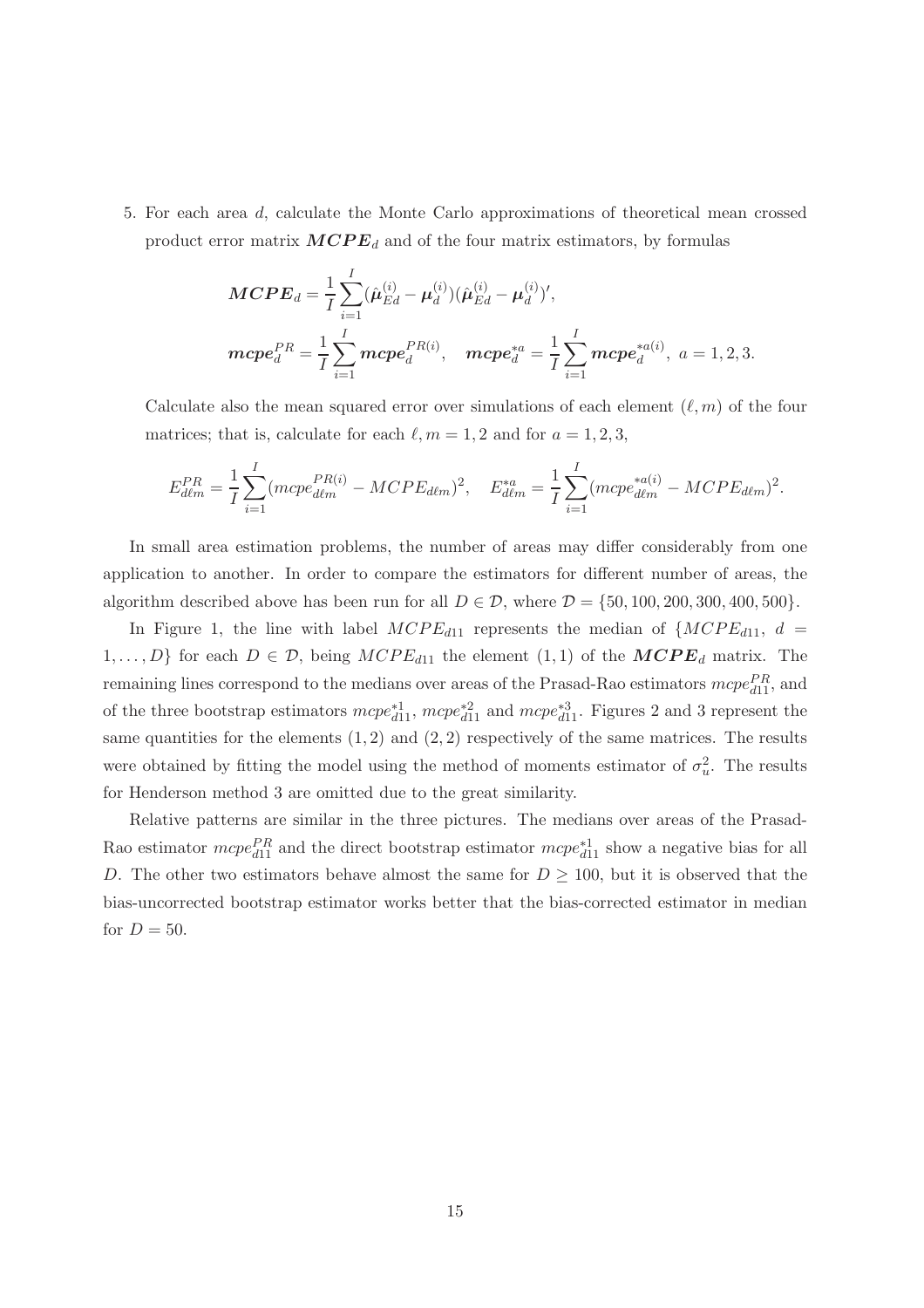5. For each area $d$, calculate the Monte Carlo approximations of theoretical mean crossed product error matrix $\boldsymbol{MCPE}_d$ and of the four matrix estimators, by formulas

$$\boldsymbol{MCPE}_d = \frac{1}{I}\sum_{i=1}^{I}(\hat{\boldsymbol{\mu}}_{Ed}^{(i)} - \boldsymbol{\mu}_d^{(i)})(\hat{\boldsymbol{\mu}}_{Ed}^{(i)} - \boldsymbol{\mu}_d^{(i)})',$$

$$\boldsymbol{mcpe}_d^{PR} = \frac{1}{I}\sum_{i=1}^{I}\boldsymbol{mcpe}_d^{PR(i)}, \quad \boldsymbol{mcpe}_d^{*a} = \frac{1}{I}\sum_{i=1}^{I}\boldsymbol{mcpe}_d^{*a(i)}, \; a = 1, 2, 3.$$

Calculate also the mean squared error over simulations of each element $(\ell, m)$ of the four matrices; that is, calculate for each $\ell, m = 1, 2$ and for $a = 1, 2, 3$,

$$E_{d\ell m}^{PR} = \frac{1}{I}\sum_{i=1}^{I}(mcpe_{d\ell m}^{PR(i)} - MCPE_{d\ell m})^2, \quad E_{d\ell m}^{*a} = \frac{1}{I}\sum_{i=1}^{I}(mcpe_{d\ell m}^{*a(i)} - MCPE_{d\ell m})^2.$$

In small area estimation problems, the number of areas may differ considerably from one application to another. In order to compare the estimators for different number of areas, the algorithm described above has been run for all $D \in \mathcal{D}$, where $\mathcal{D} = \{50, 100, 200, 300, 400, 500\}$.

In Figure 1, the line with label $MCPE_{d11}$ represents the median of $\{MCPE_{d11},\ d = 1, \ldots, D\}$ for each $D \in \mathcal{D}$, being $MCPE_{d11}$ the element $(1, 1)$ of the $\boldsymbol{MCPE}_d$ matrix. The remaining lines correspond to the medians over areas of the Prasad-Rao estimators $mcpe_{d11}^{PR}$, and of the three bootstrap estimators $mcpe_{d11}^{*1}$, $mcpe_{d11}^{*2}$ and $mcpe_{d11}^{*3}$. Figures 2 and 3 represent the same quantities for the elements $(1, 2)$ and $(2, 2)$ respectively of the same matrices. The results were obtained by fitting the model using the method of moments estimator of $\sigma_u^2$. The results for Henderson method 3 are omitted due to the great similarity.

Relative patterns are similar in the three pictures. The medians over areas of the Prasad-Rao estimator $mcpe_{d11}^{PR}$ and the direct bootstrap estimator $mcpe_{d11}^{*1}$ show a negative bias for all $D$. The other two estimators behave almost the same for $D \geq 100$, but it is observed that the bias-uncorrected bootstrap estimator works better that the bias-corrected estimator in median for $D = 50$.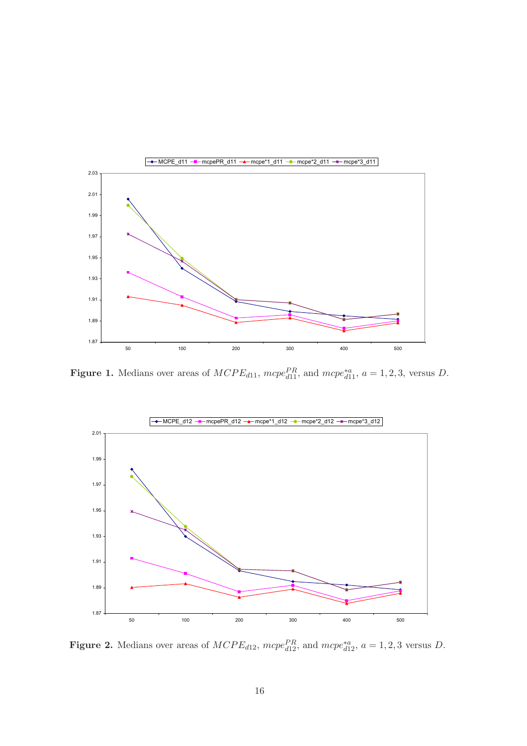**Figure 1.** Medians over areas of $MCPE_{d11}$, $mcpe^{PR}_{d11}$, and $mcpe^{*a}_{d11}$, $a = 1, 2, 3$, versus $D$.

**Figure 2.** Medians over areas of $MCPE_{d12}$, $mcpe^{PR}_{d12}$, and $mcpe^{*a}_{d12}$, $a = 1, 2, 3$ versus $D$.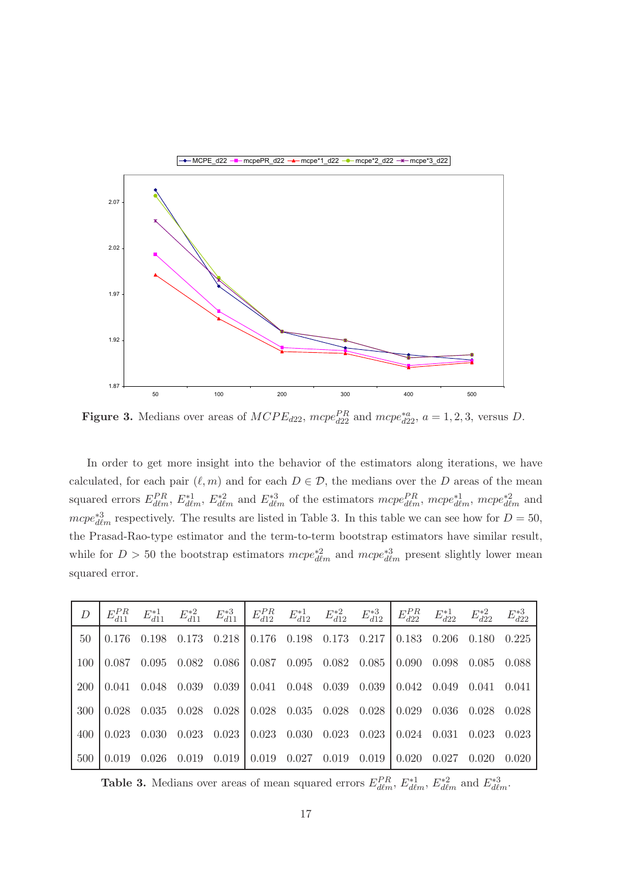Figure 3. Medians over areas of $MCPE_{d22}$, $mcpe_{d22}^{PR}$ and $mcpe_{d22}^{*a}$, $a = 1, 2, 3$, versus $D$.

In order to get more insight into the behavior of the estimators along iterations, we have calculated, for each pair $(\ell, m)$ and for each $D \in \mathcal{D}$, the medians over the $D$ areas of the mean squared errors $E_{d\ell m}^{PR}$, $E_{d\ell m}^{*1}$, $E_{d\ell m}^{*2}$ and $E_{d\ell m}^{*3}$ of the estimators $mcpe_{d\ell m}^{PR}$, $mcpe_{d\ell m}^{*1}$, $mcpe_{d\ell m}^{*2}$ and $mcpe_{d\ell m}^{*3}$ respectively. The results are listed in Table 3. In this table we can see how for $D = 50$, the Prasad-Rao-type estimator and the term-to-term bootstrap estimators have similar result, while for $D > 50$ the bootstrap estimators $mcpe_{d\ell m}^{*2}$ and $mcpe_{d\ell m}^{*3}$ present slightly lower mean squared error.

| $D$ | $E_{d11}^{PR}$ | $E_{d11}^{*1}$ | $E_{d11}^{*2}$ | $E_{d11}^{*3}$ | $E_{d12}^{PR}$ | $E_{d12}^{*1}$ | $E_{d12}^{*2}$ | $E_{d12}^{*3}$ | $E_{d22}^{PR}$ | $E_{d22}^{*1}$ | $E_{d22}^{*2}$ | $E_{d22}^{*3}$ |
|---|---|---|---|---|---|---|---|---|---|---|---|---|
| 50 | 0.176 | 0.198 | 0.173 | 0.218 | 0.176 | 0.198 | 0.173 | 0.217 | 0.183 | 0.206 | 0.180 | 0.225 |
| 100 | 0.087 | 0.095 | 0.082 | 0.086 | 0.087 | 0.095 | 0.082 | 0.085 | 0.090 | 0.098 | 0.085 | 0.088 |
| 200 | 0.041 | 0.048 | 0.039 | 0.039 | 0.041 | 0.048 | 0.039 | 0.039 | 0.042 | 0.049 | 0.041 | 0.041 |
| 300 | 0.028 | 0.035 | 0.028 | 0.028 | 0.028 | 0.035 | 0.028 | 0.028 | 0.029 | 0.036 | 0.028 | 0.028 |
| 400 | 0.023 | 0.030 | 0.023 | 0.023 | 0.023 | 0.030 | 0.023 | 0.023 | 0.024 | 0.031 | 0.023 | 0.023 |
| 500 | 0.019 | 0.026 | 0.019 | 0.019 | 0.019 | 0.027 | 0.019 | 0.019 | 0.020 | 0.027 | 0.020 | 0.020 |

Table 3. Medians over areas of mean squared errors $E_{d\ell m}^{PR}$, $E_{d\ell m}^{*1}$, $E_{d\ell m}^{*2}$ and $E_{d\ell m}^{*3}$.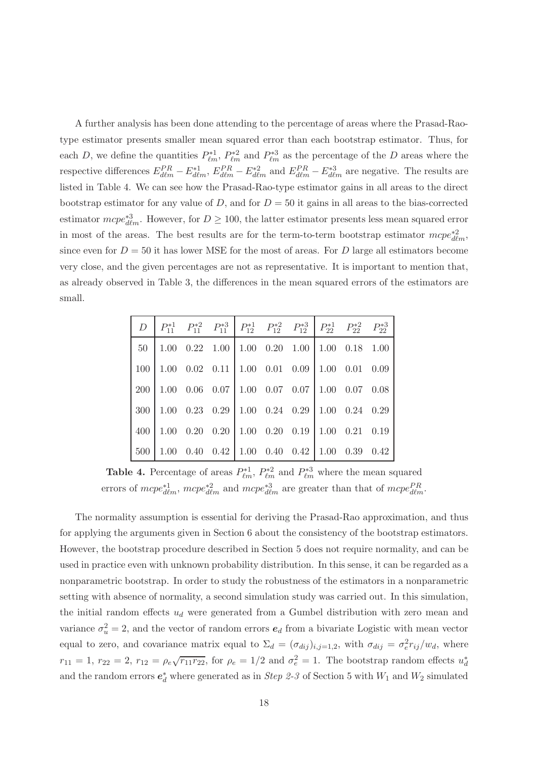A further analysis has been done attending to the percentage of areas where the Prasad-Rao-type estimator presents smaller mean squared error than each bootstrap estimator. Thus, for each $D$, we define the quantities $P^{*1}_{\ell m}$, $P^{*2}_{\ell m}$ and $P^{*3}_{\ell m}$ as the percentage of the $D$ areas where the respective differences $E^{PR}_{d\ell m} - E^{*1}_{d\ell m}$, $E^{PR}_{d\ell m} - E^{*2}_{d\ell m}$ and $E^{PR}_{d\ell m} - E^{*3}_{d\ell m}$ are negative. The results are listed in Table 4. We can see how the Prasad-Rao-type estimator gains in all areas to the direct bootstrap estimator for any value of $D$, and for $D = 50$ it gains in all areas to the bias-corrected estimator $mcpe^{*3}_{d\ell m}$. However, for $D \geq 100$, the latter estimator presents less mean squared error in most of the areas. The best results are for the term-to-term bootstrap estimator $mcpe^{*2}_{d\ell m}$, since even for $D = 50$ it has lower MSE for the most of areas. For $D$ large all estimators become very close, and the given percentages are not as representative. It is important to mention that, as already observed in Table 3, the differences in the mean squared errors of the estimators are small.

| $D$ | $P^{*1}_{11}$ | $P^{*2}_{11}$ | $P^{*3}_{11}$ | $P^{*1}_{12}$ | $P^{*2}_{12}$ | $P^{*3}_{12}$ | $P^{*1}_{22}$ | $P^{*2}_{22}$ | $P^{*3}_{22}$ |
|---|---|---|---|---|---|---|---|---|---|
| 50 | 1.00 | 0.22 | 1.00 | 1.00 | 0.20 | 1.00 | 1.00 | 0.18 | 1.00 |
| 100 | 1.00 | 0.02 | 0.11 | 1.00 | 0.01 | 0.09 | 1.00 | 0.01 | 0.09 |
| 200 | 1.00 | 0.06 | 0.07 | 1.00 | 0.07 | 0.07 | 1.00 | 0.07 | 0.08 |
| 300 | 1.00 | 0.23 | 0.29 | 1.00 | 0.24 | 0.29 | 1.00 | 0.24 | 0.29 |
| 400 | 1.00 | 0.20 | 0.20 | 1.00 | 0.20 | 0.19 | 1.00 | 0.21 | 0.19 |
| 500 | 1.00 | 0.40 | 0.42 | 1.00 | 0.40 | 0.42 | 1.00 | 0.39 | 0.42 |

**Table 4.** Percentage of areas $P^{*1}_{\ell m}$, $P^{*2}_{\ell m}$ and $P^{*3}_{\ell m}$ where the mean squared errors of $mcpe^{*1}_{d\ell m}$, $mcpe^{*2}_{d\ell m}$ and $mcpe^{*3}_{d\ell m}$ are greater than that of $mcpe^{PR}_{d\ell m}$.

The normality assumption is essential for deriving the Prasad-Rao approximation, and thus for applying the arguments given in Section 6 about the consistency of the bootstrap estimators. However, the bootstrap procedure described in Section 5 does not require normality, and can be used in practice even with unknown probability distribution. In this sense, it can be regarded as a nonparametric bootstrap. In order to study the robustness of the estimators in a nonparametric setting with absence of normality, a second simulation study was carried out. In this simulation, the initial random effects $u_d$ were generated from a Gumbel distribution with zero mean and variance $\sigma_u^2 = 2$, and the vector of random errors $\boldsymbol{e}_d$ from a bivariate Logistic with mean vector equal to zero, and covariance matrix equal to $\Sigma_d = (\sigma_{dij})_{i,j=1,2}$, with $\sigma_{dij} = \sigma_e^2 r_{ij}/w_d$, where $r_{11} = 1$, $r_{22} = 2$, $r_{12} = \rho_e\sqrt{r_{11}r_{22}}$, for $\rho_e = 1/2$ and $\sigma_e^2 = 1$. The bootstrap random effects $u_d^*$ and the random errors $\boldsymbol{e}_d^*$ where generated as in *Step 2-3* of Section 5 with $W_1$ and $W_2$ simulated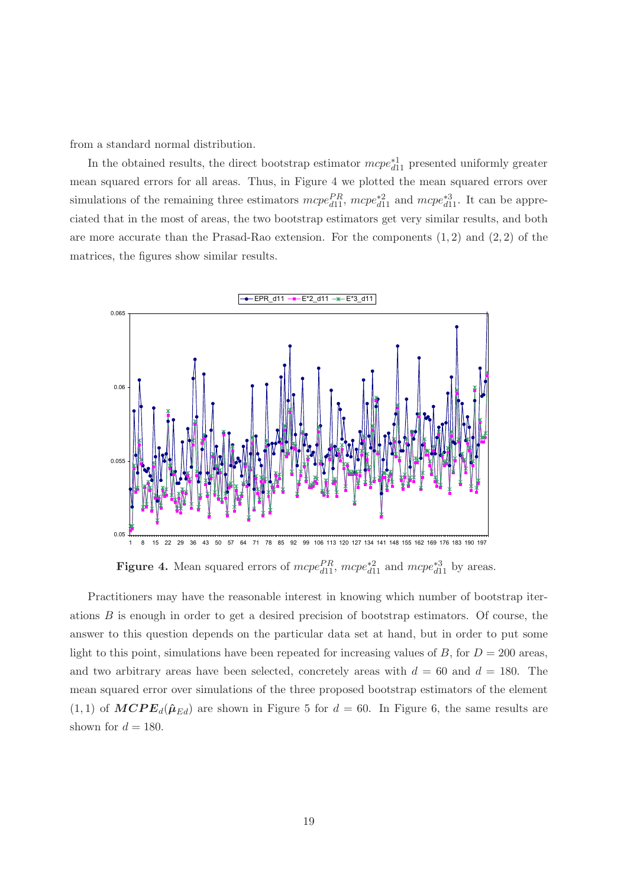from a standard normal distribution.

In the obtained results, the direct bootstrap estimator $mcpe^{*1}_{d11}$ presented uniformly greater mean squared errors for all areas. Thus, in Figure 4 we plotted the mean squared errors over simulations of the remaining three estimators $mcpe^{PR}_{d11}$, $mcpe^{*2}_{d11}$ and $mcpe^{*3}_{d11}$. It can be appreciated that in the most of areas, the two bootstrap estimators get very similar results, and both are more accurate than the Prasad-Rao extension. For the components $(1, 2)$ and $(2, 2)$ of the matrices, the figures show similar results.

**Figure 4.** Mean squared errors of $mcpe^{PR}_{d11}$, $mcpe^{*2}_{d11}$ and $mcpe^{*3}_{d11}$ by areas.

Practitioners may have the reasonable interest in knowing which number of bootstrap iterations $B$ is enough in order to get a desired precision of bootstrap estimators. Of course, the answer to this question depends on the particular data set at hand, but in order to put some light to this point, simulations have been repeated for increasing values of $B$, for $D = 200$ areas, and two arbitrary areas have been selected, concretely areas with $d = 60$ and $d = 180$. The mean squared error over simulations of the three proposed bootstrap estimators of the element $(1, 1)$ of $\boldsymbol{MCPE}_d(\hat{\boldsymbol{\mu}}_{Ed})$ are shown in Figure 5 for $d = 60$. In Figure 6, the same results are shown for $d = 180$.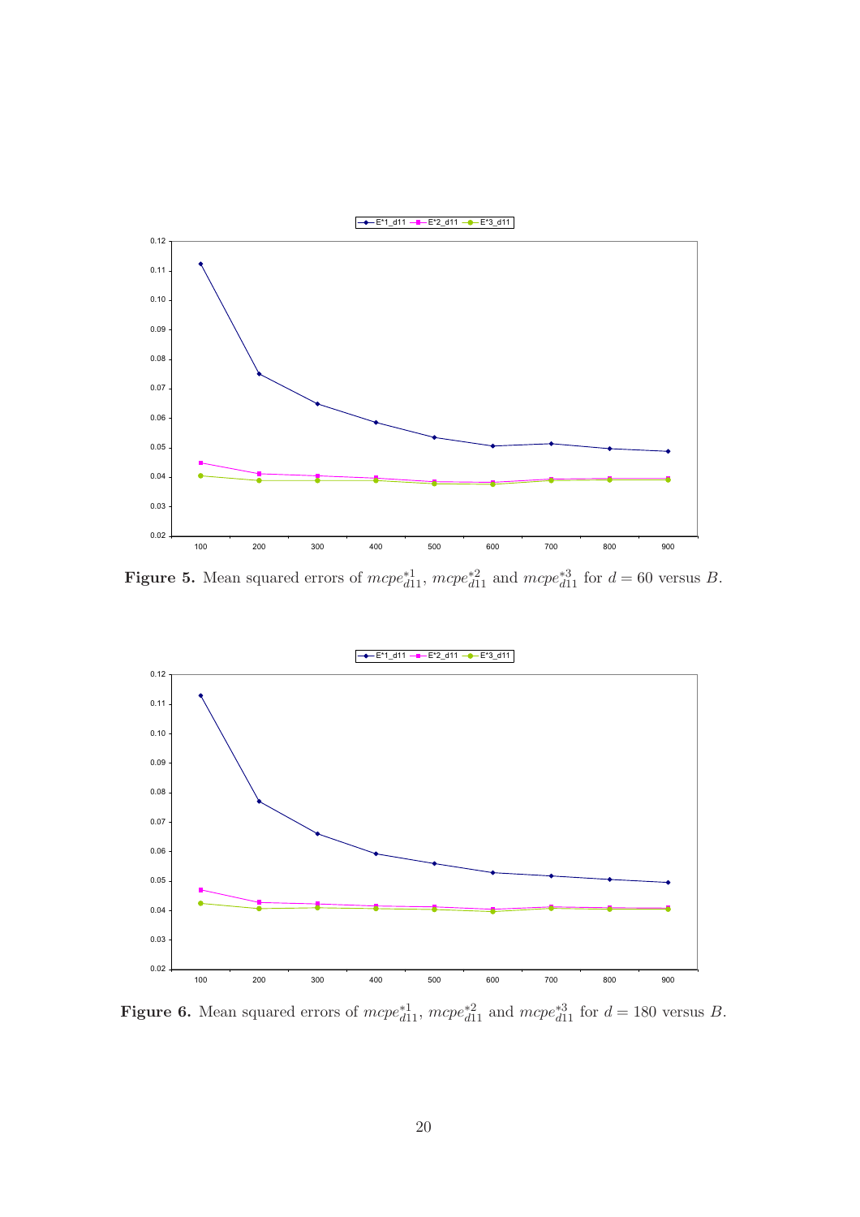**Figure 5.** Mean squared errors of $mcpe_{d11}^{*1}$, $mcpe_{d11}^{*2}$ and $mcpe_{d11}^{*3}$ for $d = 60$ versus $B$.

**Figure 6.** Mean squared errors of $mcpe_{d11}^{*1}$, $mcpe_{d11}^{*2}$ and $mcpe_{d11}^{*3}$ for $d = 180$ versus $B$.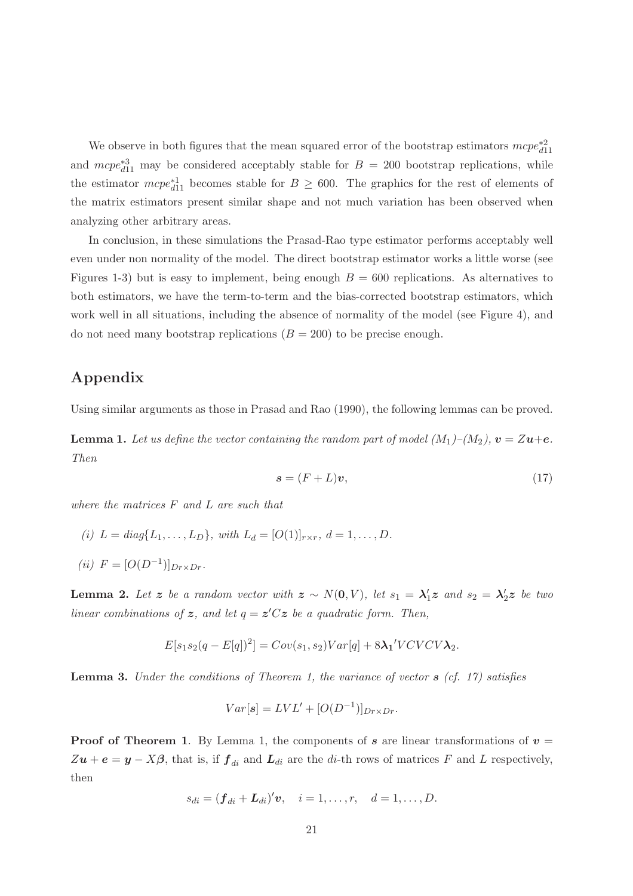We observe in both figures that the mean squared error of the bootstrap estimators $mcpe^{*2}_{d11}$ and $mcpe^{*3}_{d11}$ may be considered acceptably stable for $B = 200$ bootstrap replications, while the estimator $mcpe^{*1}_{d11}$ becomes stable for $B \geq 600$. The graphics for the rest of elements of the matrix estimators present similar shape and not much variation has been observed when analyzing other arbitrary areas.

In conclusion, in these simulations the Prasad-Rao type estimator performs acceptably well even under non normality of the model. The direct bootstrap estimator works a little worse (see Figures 1-3) but is easy to implement, being enough $B = 600$ replications. As alternatives to both estimators, we have the term-to-term and the bias-corrected bootstrap estimators, which work well in all situations, including the absence of normality of the model (see Figure 4), and do not need many bootstrap replications ($B = 200$) to be precise enough.

## Appendix

Using similar arguments as those in Prasad and Rao (1990), the following lemmas can be proved.

**Lemma 1.** *Let us define the vector containing the random part of model $(M_1)$–$(M_2)$, $\boldsymbol{v} = Z\boldsymbol{u}+\boldsymbol{e}$. Then*

$$\boldsymbol{s} = (F + L)\boldsymbol{v}, \tag{17}$$

*where the matrices $F$ and $L$ are such that*

*(i) $L = diag\{L_1, \ldots, L_D\}$, with $L_d = [O(1)]_{r\times r}$, $d = 1, \ldots, D$.*

*(ii) $F = [O(D^{-1})]_{Dr\times Dr}$.*

**Lemma 2.** *Let $\boldsymbol{z}$ be a random vector with $\boldsymbol{z} \sim N(\boldsymbol{0}, V)$, let $s_1 = \boldsymbol{\lambda}_1'\boldsymbol{z}$ and $s_2 = \boldsymbol{\lambda}_2'\boldsymbol{z}$ be two linear combinations of $\boldsymbol{z}$, and let $q = \boldsymbol{z}'C\boldsymbol{z}$ be a quadratic form. Then,*

$$E[s_1 s_2 (q - E[q])^2] = Cov(s_1, s_2)Var[q] + 8\boldsymbol{\lambda_1}'VCVCV\boldsymbol{\lambda}_2.$$

**Lemma 3.** *Under the conditions of Theorem 1, the variance of vector $\boldsymbol{s}$ (cf. 17) satisfies*

$$Var[\boldsymbol{s}] = LVL' + [O(D^{-1})]_{Dr\times Dr}.$$

**Proof of Theorem 1**. By Lemma 1, the components of $\boldsymbol{s}$ are linear transformations of $\boldsymbol{v} = Z\boldsymbol{u} + \boldsymbol{e} = \boldsymbol{y} - X\boldsymbol{\beta}$, that is, if $\boldsymbol{f}_{di}$ and $\boldsymbol{L}_{di}$ are the $di$-th rows of matrices $F$ and $L$ respectively, then

$$s_{di} = (\boldsymbol{f}_{di} + \boldsymbol{L}_{di})'\boldsymbol{v}, \quad i = 1, \ldots, r, \quad d = 1, \ldots, D.$$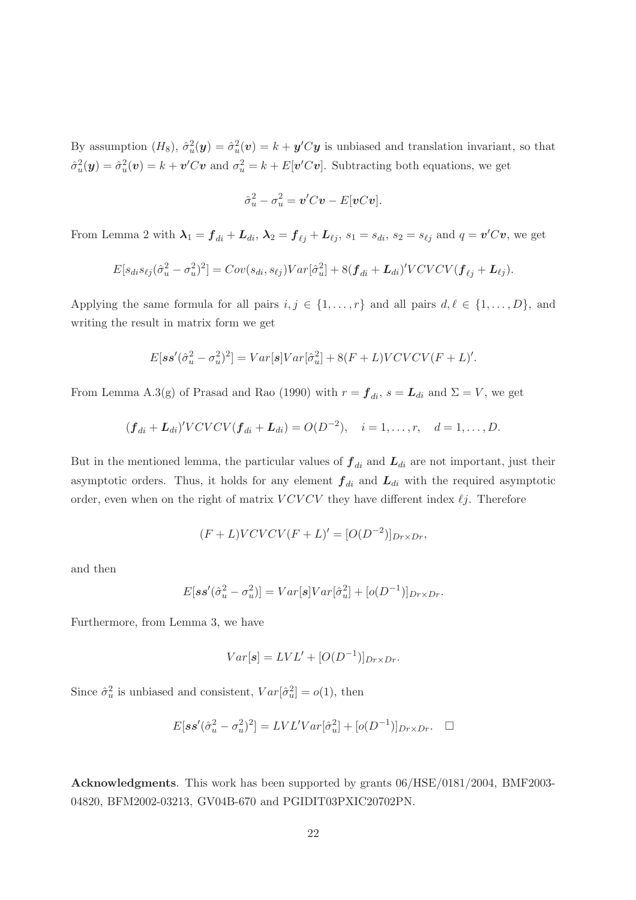By assumption $(H_8)$, $\hat{\sigma}_u^2(\boldsymbol{y}) = \hat{\sigma}_u^2(\boldsymbol{v}) = k + \boldsymbol{y}'C\boldsymbol{y}$ is unbiased and translation invariant, so that $\hat{\sigma}_u^2(\boldsymbol{y}) = \hat{\sigma}_u^2(\boldsymbol{v}) = k + \boldsymbol{v}'C\boldsymbol{v}$ and $\sigma_u^2 = k + E[\boldsymbol{v}'C\boldsymbol{v}]$. Subtracting both equations, we get

$$\hat{\sigma}_u^2 - \sigma_u^2 = \boldsymbol{v}'C\boldsymbol{v} - E[\boldsymbol{v}C\boldsymbol{v}].$$

From Lemma 2 with $\boldsymbol{\lambda}_1 = \boldsymbol{f}_{di} + \boldsymbol{L}_{di}$, $\boldsymbol{\lambda}_2 = \boldsymbol{f}_{\ell j} + \boldsymbol{L}_{\ell j}$, $s_1 = s_{di}$, $s_2 = s_{\ell j}$ and $q = \boldsymbol{v}'C\boldsymbol{v}$, we get

$$E[s_{di}s_{\ell j}(\hat{\sigma}_u^2 - \sigma_u^2)^2] = Cov(s_{di}, s_{\ell j})Var[\hat{\sigma}_u^2] + 8(\boldsymbol{f}_{di} + \boldsymbol{L}_{di})'VCVCV(\boldsymbol{f}_{\ell j} + \boldsymbol{L}_{\ell j}).$$

Applying the same formula for all pairs $i, j \in \{1, \ldots, r\}$ and all pairs $d, \ell \in \{1, \ldots, D\}$, and writing the result in matrix form we get

$$E[\boldsymbol{s}\boldsymbol{s}'(\hat{\sigma}_u^2 - \sigma_u^2)^2] = Var[\boldsymbol{s}]Var[\hat{\sigma}_u^2] + 8(F + L)VCVCV(F + L)'.$$

From Lemma A.3(g) of Prasad and Rao (1990) with $r = \boldsymbol{f}_{di}$, $s = \boldsymbol{L}_{di}$ and $\Sigma = V$, we get

$$(\boldsymbol{f}_{di} + \boldsymbol{L}_{di})'VCVCV(\boldsymbol{f}_{di} + \boldsymbol{L}_{di}) = O(D^{-2}), \quad i = 1, \ldots, r, \quad d = 1, \ldots, D.$$

But in the mentioned lemma, the particular values of $\boldsymbol{f}_{di}$ and $\boldsymbol{L}_{di}$ are not important, just their asymptotic orders. Thus, it holds for any element $\boldsymbol{f}_{di}$ and $\boldsymbol{L}_{di}$ with the required asymptotic order, even when on the right of matrix $VCVCV$ they have different index $\ell j$. Therefore

$$(F + L)VCVCV(F + L)' = [O(D^{-2})]_{Dr \times Dr},$$

and then

$$E[\boldsymbol{s}\boldsymbol{s}'(\hat{\sigma}_u^2 - \sigma_u^2)] = Var[\boldsymbol{s}]Var[\hat{\sigma}_u^2] + [o(D^{-1})]_{Dr \times Dr}.$$

Furthermore, from Lemma 3, we have

$$Var[\boldsymbol{s}] = LVL' + [O(D^{-1})]_{Dr \times Dr}.$$

Since $\hat{\sigma}_u^2$ is unbiased and consistent, $Var[\hat{\sigma}_u^2] = o(1)$, then

$$E[\boldsymbol{s}\boldsymbol{s}'(\hat{\sigma}_u^2 - \sigma_u^2)^2] = LVL'Var[\hat{\sigma}_u^2] + [o(D^{-1})]_{Dr \times Dr}. \quad \square$$

**Acknowledgments**. This work has been supported by grants 06/HSE/0181/2004, BMF2003-04820, BFM2002-03213, GV04B-670 and PGIDIT03PXIC20702PN.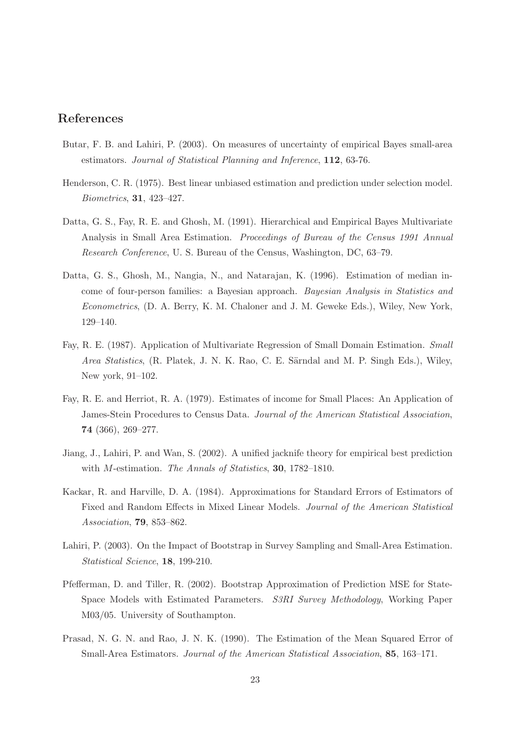## References

Butar, F. B. and Lahiri, P. (2003). On measures of uncertainty of empirical Bayes small-area estimators. *Journal of Statistical Planning and Inference*, **112**, 63-76.

Henderson, C. R. (1975). Best linear unbiased estimation and prediction under selection model. *Biometrics*, **31**, 423–427.

Datta, G. S., Fay, R. E. and Ghosh, M. (1991). Hierarchical and Empirical Bayes Multivariate Analysis in Small Area Estimation. *Proceedings of Bureau of the Census 1991 Annual Research Conference*, U. S. Bureau of the Census, Washington, DC, 63–79.

Datta, G. S., Ghosh, M., Nangia, N., and Natarajan, K. (1996). Estimation of median income of four-person families: a Bayesian approach. *Bayesian Analysis in Statistics and Econometrics*, (D. A. Berry, K. M. Chaloner and J. M. Geweke Eds.), Wiley, New York, 129–140.

Fay, R. E. (1987). Application of Multivariate Regression of Small Domain Estimation. *Small Area Statistics*, (R. Platek, J. N. K. Rao, C. E. Särndal and M. P. Singh Eds.), Wiley, New york, 91–102.

Fay, R. E. and Herriot, R. A. (1979). Estimates of income for Small Places: An Application of James-Stein Procedures to Census Data. *Journal of the American Statistical Association*, **74** (366), 269–277.

Jiang, J., Lahiri, P. and Wan, S. (2002). A unified jacknife theory for empirical best prediction with $M$-estimation. *The Annals of Statistics*, **30**, 1782–1810.

Kackar, R. and Harville, D. A. (1984). Approximations for Standard Errors of Estimators of Fixed and Random Effects in Mixed Linear Models. *Journal of the American Statistical Association*, **79**, 853–862.

Lahiri, P. (2003). On the Impact of Bootstrap in Survey Sampling and Small-Area Estimation. *Statistical Science*, **18**, 199-210.

Pfefferman, D. and Tiller, R. (2002). Bootstrap Approximation of Prediction MSE for State-Space Models with Estimated Parameters. *S3RI Survey Methodology*, Working Paper M03/05. University of Southampton.

Prasad, N. G. N. and Rao, J. N. K. (1990). The Estimation of the Mean Squared Error of Small-Area Estimators. *Journal of the American Statistical Association*, **85**, 163–171.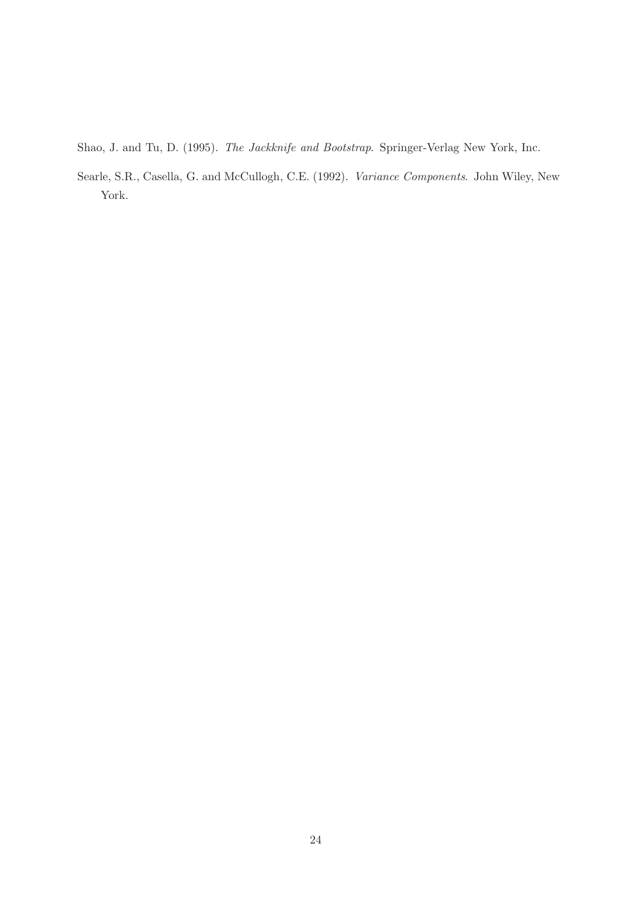Shao, J. and Tu, D. (1995). *The Jackknife and Bootstrap*. Springer-Verlag New York, Inc.

Searle, S.R., Casella, G. and McCullogh, C.E. (1992). *Variance Components*. John Wiley, New York.